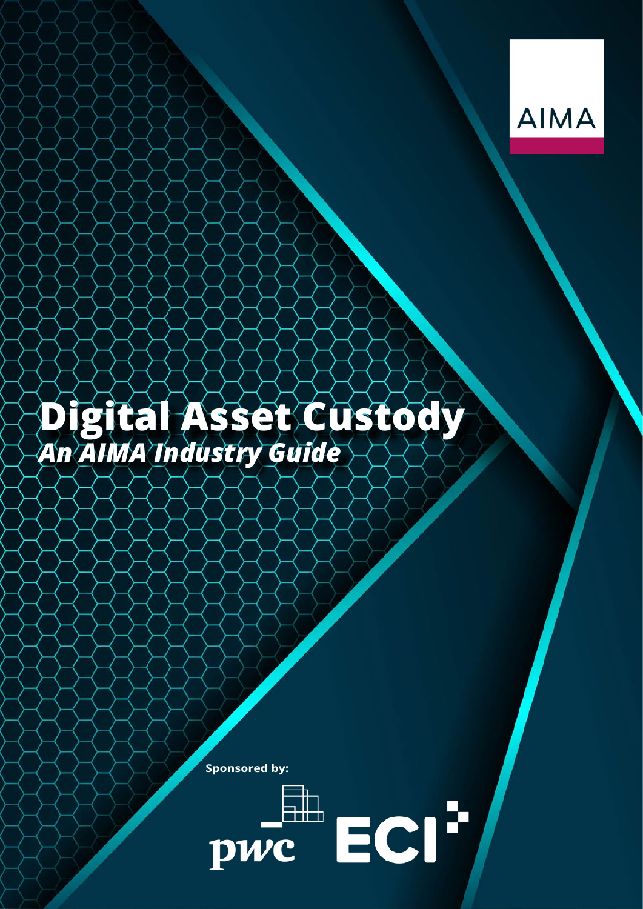AIMA

# Digital Asset Custody

***An AIMA Industry Guide***

**Sponsored by:**

pwc ECI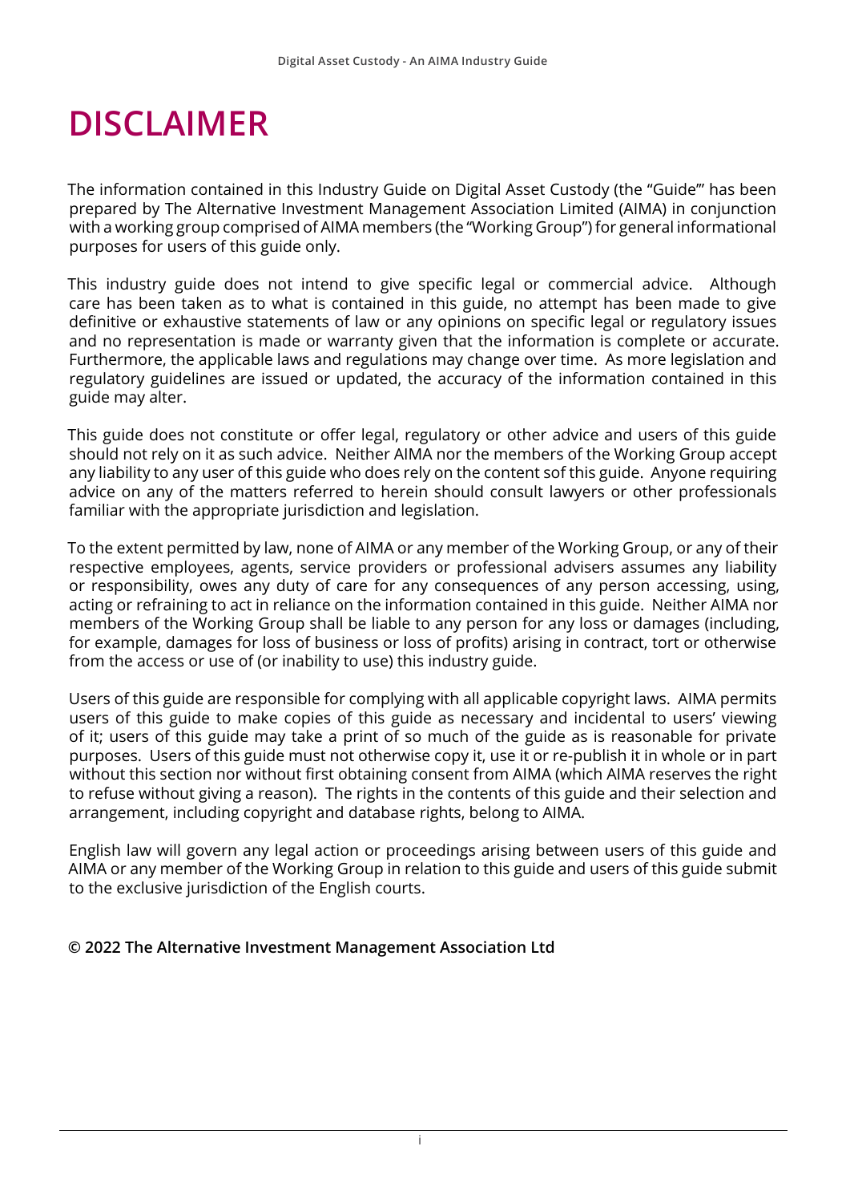# DISCLAIMER

The information contained in this Industry Guide on Digital Asset Custody (the "Guide"' has been prepared by The Alternative Investment Management Association Limited (AIMA) in conjunction with a working group comprised of AIMA members (the "Working Group") for general informational purposes for users of this guide only.

This industry guide does not intend to give specific legal or commercial advice. Although care has been taken as to what is contained in this guide, no attempt has been made to give definitive or exhaustive statements of law or any opinions on specific legal or regulatory issues and no representation is made or warranty given that the information is complete or accurate. Furthermore, the applicable laws and regulations may change over time. As more legislation and regulatory guidelines are issued or updated, the accuracy of the information contained in this guide may alter.

This guide does not constitute or offer legal, regulatory or other advice and users of this guide should not rely on it as such advice. Neither AIMA nor the members of the Working Group accept any liability to any user of this guide who does rely on the content sof this guide. Anyone requiring advice on any of the matters referred to herein should consult lawyers or other professionals familiar with the appropriate jurisdiction and legislation.

To the extent permitted by law, none of AIMA or any member of the Working Group, or any of their respective employees, agents, service providers or professional advisers assumes any liability or responsibility, owes any duty of care for any consequences of any person accessing, using, acting or refraining to act in reliance on the information contained in this guide. Neither AIMA nor members of the Working Group shall be liable to any person for any loss or damages (including, for example, damages for loss of business or loss of profits) arising in contract, tort or otherwise from the access or use of (or inability to use) this industry guide.

Users of this guide are responsible for complying with all applicable copyright laws. AIMA permits users of this guide to make copies of this guide as necessary and incidental to users' viewing of it; users of this guide may take a print of so much of the guide as is reasonable for private purposes. Users of this guide must not otherwise copy it, use it or re-publish it in whole or in part without this section nor without first obtaining consent from AIMA (which AIMA reserves the right to refuse without giving a reason). The rights in the contents of this guide and their selection and arrangement, including copyright and database rights, belong to AIMA.

English law will govern any legal action or proceedings arising between users of this guide and AIMA or any member of the Working Group in relation to this guide and users of this guide submit to the exclusive jurisdiction of the English courts.

**© 2022 The Alternative Investment Management Association Ltd**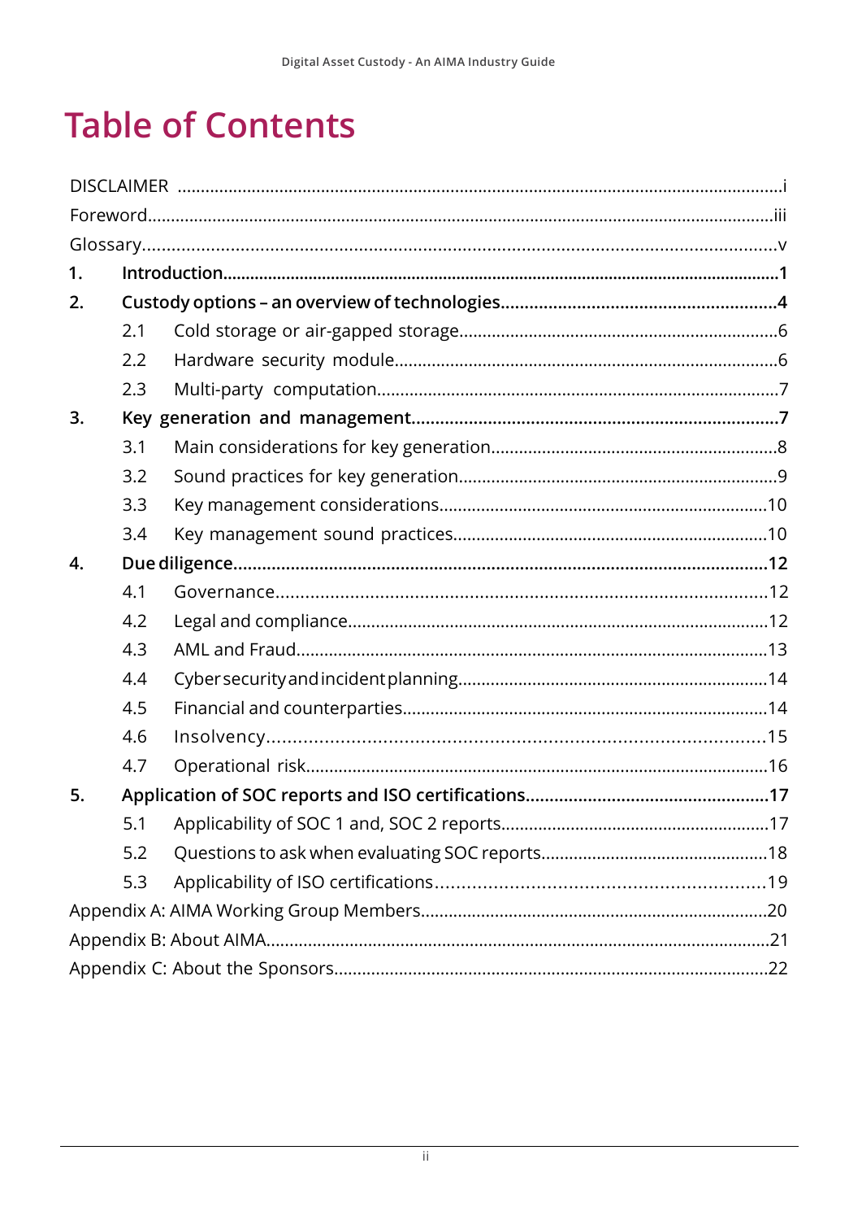# Table of Contents

DISCLAIMER ..... i

Foreword ..... iii

Glossary ..... v

**1. Introduction ..... 1**

**2. Custody options – an overview of technologies ..... 4**

- 2.1 Cold storage or air-gapped storage ..... 6
- 2.2 Hardware security module ..... 6
- 2.3 Multi-party computation ..... 7

**3. Key generation and management ..... 7**

- 3.1 Main considerations for key generation ..... 8
- 3.2 Sound practices for key generation ..... 9
- 3.3 Key management considerations ..... 10
- 3.4 Key management sound practices ..... 10

**4. Due diligence ..... 12**

- 4.1 Governance ..... 12
- 4.2 Legal and compliance ..... 12
- 4.3 AML and Fraud ..... 13
- 4.4 Cyber security and incident planning ..... 14
- 4.5 Financial and counterparties ..... 14
- 4.6 Insolvency ..... 15
- 4.7 Operational risk ..... 16

**5. Application of SOC reports and ISO certifications ..... 17**

- 5.1 Applicability of SOC 1 and, SOC 2 reports ..... 17
- 5.2 Questions to ask when evaluating SOC reports ..... 18
- 5.3 Applicability of ISO certifications ..... 19

Appendix A: AIMA Working Group Members ..... 20

Appendix B: About AIMA ..... 21

Appendix C: About the Sponsors ..... 22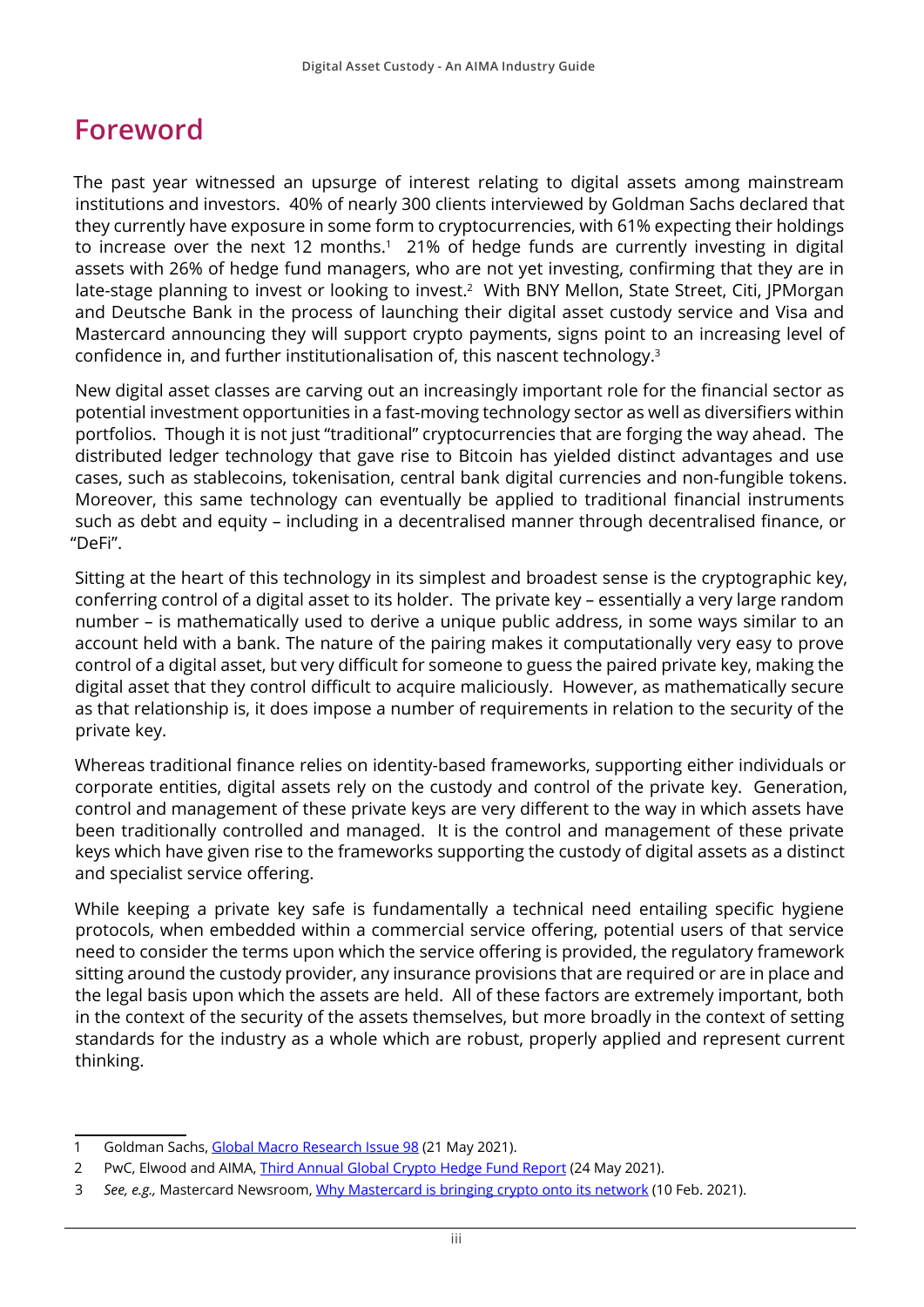# Foreword

The past year witnessed an upsurge of interest relating to digital assets among mainstream institutions and investors. 40% of nearly 300 clients interviewed by Goldman Sachs declared that they currently have exposure in some form to cryptocurrencies, with 61% expecting their holdings to increase over the next 12 months.[1] 21% of hedge funds are currently investing in digital assets with 26% of hedge fund managers, who are not yet investing, confirming that they are in late-stage planning to invest or looking to invest.[2] With BNY Mellon, State Street, Citi, JPMorgan and Deutsche Bank in the process of launching their digital asset custody service and Visa and Mastercard announcing they will support crypto payments, signs point to an increasing level of confidence in, and further institutionalisation of, this nascent technology.[3]

New digital asset classes are carving out an increasingly important role for the financial sector as potential investment opportunities in a fast-moving technology sector as well as diversifiers within portfolios. Though it is not just "traditional" cryptocurrencies that are forging the way ahead. The distributed ledger technology that gave rise to Bitcoin has yielded distinct advantages and use cases, such as stablecoins, tokenisation, central bank digital currencies and non-fungible tokens. Moreover, this same technology can eventually be applied to traditional financial instruments such as debt and equity – including in a decentralised manner through decentralised finance, or "DeFi".

Sitting at the heart of this technology in its simplest and broadest sense is the cryptographic key, conferring control of a digital asset to its holder. The private key – essentially a very large random number – is mathematically used to derive a unique public address, in some ways similar to an account held with a bank. The nature of the pairing makes it computationally very easy to prove control of a digital asset, but very difficult for someone to guess the paired private key, making the digital asset that they control difficult to acquire maliciously. However, as mathematically secure as that relationship is, it does impose a number of requirements in relation to the security of the private key.

Whereas traditional finance relies on identity-based frameworks, supporting either individuals or corporate entities, digital assets rely on the custody and control of the private key. Generation, control and management of these private keys are very different to the way in which assets have been traditionally controlled and managed. It is the control and management of these private keys which have given rise to the frameworks supporting the custody of digital assets as a distinct and specialist service offering.

While keeping a private key safe is fundamentally a technical need entailing specific hygiene protocols, when embedded within a commercial service offering, potential users of that service need to consider the terms upon which the service offering is provided, the regulatory framework sitting around the custody provider, any insurance provisions that are required or are in place and the legal basis upon which the assets are held. All of these factors are extremely important, both in the context of the security of the assets themselves, but more broadly in the context of setting standards for the industry as a whole which are robust, properly applied and represent current thinking.

---

1 Goldman Sachs, Global Macro Research Issue 98 (21 May 2021).

2 PwC, Elwood and AIMA, Third Annual Global Crypto Hedge Fund Report (24 May 2021).

3 *See, e.g.,* Mastercard Newsroom, Why Mastercard is bringing crypto onto its network (10 Feb. 2021).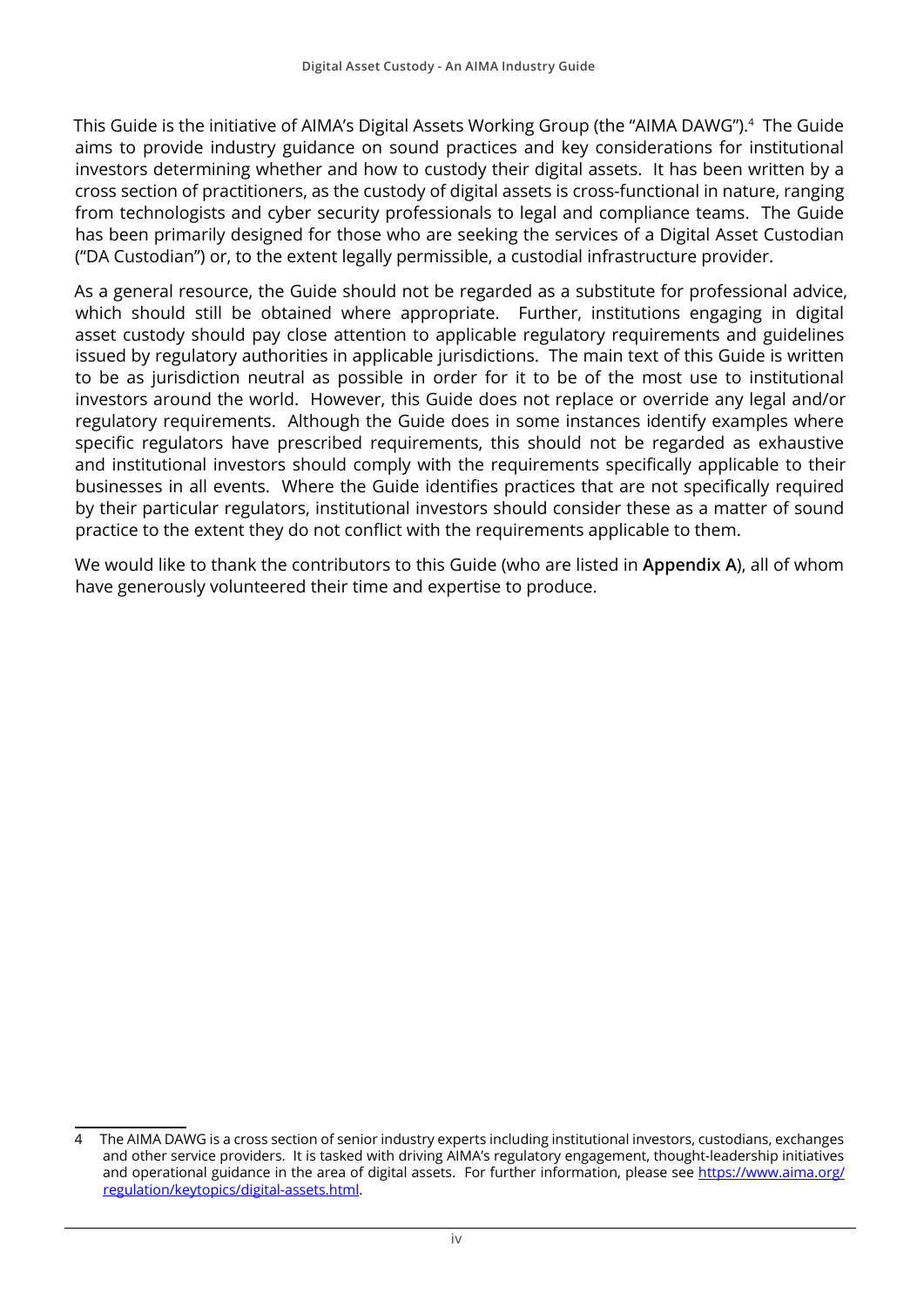This Guide is the initiative of AIMA's Digital Assets Working Group (the "AIMA DAWG").[4] The Guide aims to provide industry guidance on sound practices and key considerations for institutional investors determining whether and how to custody their digital assets. It has been written by a cross section of practitioners, as the custody of digital assets is cross-functional in nature, ranging from technologists and cyber security professionals to legal and compliance teams. The Guide has been primarily designed for those who are seeking the services of a Digital Asset Custodian ("DA Custodian") or, to the extent legally permissible, a custodial infrastructure provider.

As a general resource, the Guide should not be regarded as a substitute for professional advice, which should still be obtained where appropriate. Further, institutions engaging in digital asset custody should pay close attention to applicable regulatory requirements and guidelines issued by regulatory authorities in applicable jurisdictions. The main text of this Guide is written to be as jurisdiction neutral as possible in order for it to be of the most use to institutional investors around the world. However, this Guide does not replace or override any legal and/or regulatory requirements. Although the Guide does in some instances identify examples where specific regulators have prescribed requirements, this should not be regarded as exhaustive and institutional investors should comply with the requirements specifically applicable to their businesses in all events. Where the Guide identifies practices that are not specifically required by their particular regulators, institutional investors should consider these as a matter of sound practice to the extent they do not conflict with the requirements applicable to them.

We would like to thank the contributors to this Guide (who are listed in **Appendix A**), all of whom have generously volunteered their time and expertise to produce.

---

4 The AIMA DAWG is a cross section of senior industry experts including institutional investors, custodians, exchanges and other service providers. It is tasked with driving AIMA's regulatory engagement, thought-leadership initiatives and operational guidance in the area of digital assets. For further information, please see https://www.aima.org/regulation/keytopics/digital-assets.html.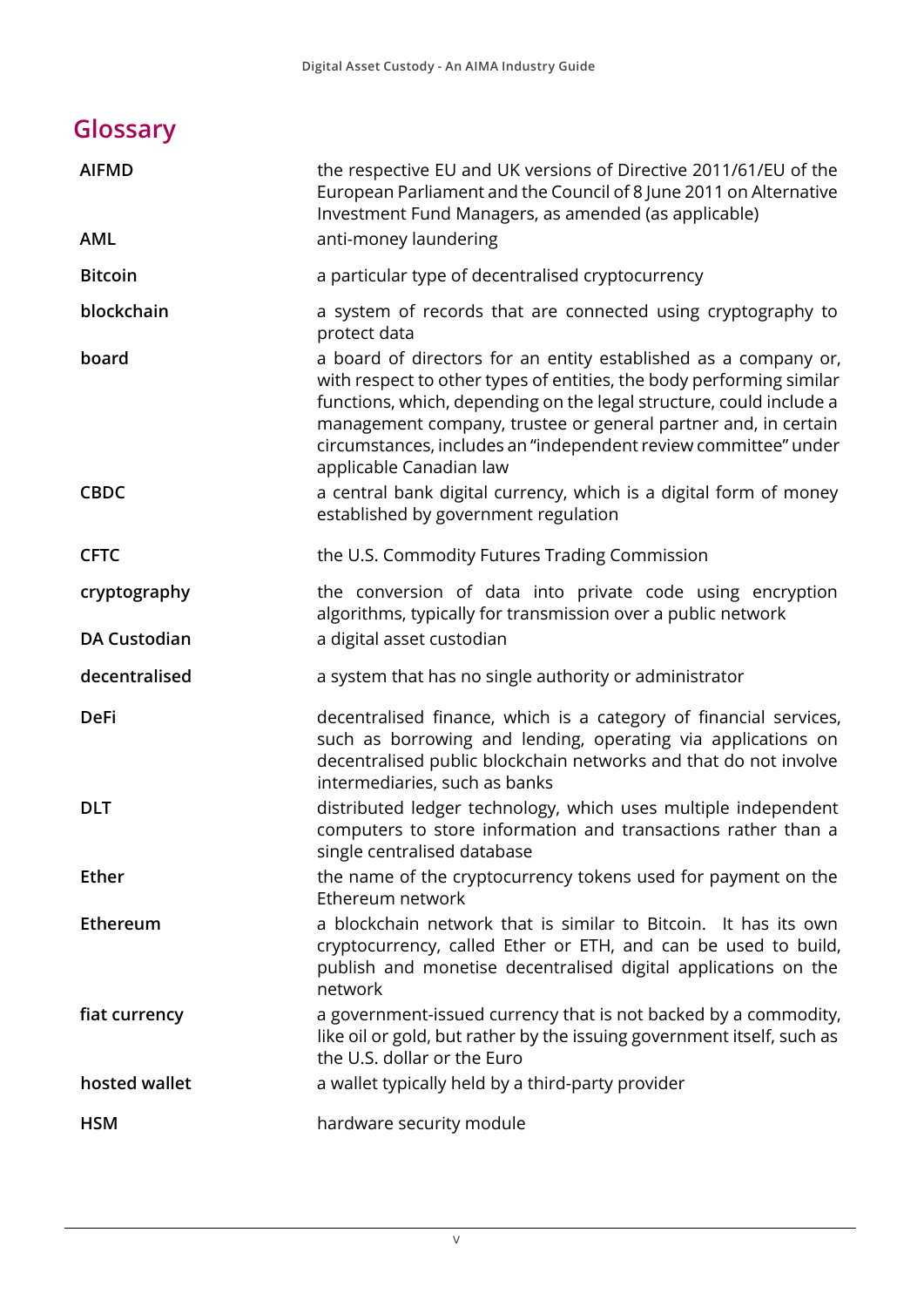## Glossary

| | |
|---|---|
| **AIFMD** | the respective EU and UK versions of Directive 2011/61/EU of the European Parliament and the Council of 8 June 2011 on Alternative Investment Fund Managers, as amended (as applicable) |
| **AML** | anti-money laundering |
| **Bitcoin** | a particular type of decentralised cryptocurrency |
| **blockchain** | a system of records that are connected using cryptography to protect data |
| **board** | a board of directors for an entity established as a company or, with respect to other types of entities, the body performing similar functions, which, depending on the legal structure, could include a management company, trustee or general partner and, in certain circumstances, includes an "independent review committee" under applicable Canadian law |
| **CBDC** | a central bank digital currency, which is a digital form of money established by government regulation |
| **CFTC** | the U.S. Commodity Futures Trading Commission |
| **cryptography** | the conversion of data into private code using encryption algorithms, typically for transmission over a public network |
| **DA Custodian** | a digital asset custodian |
| **decentralised** | a system that has no single authority or administrator |
| **DeFi** | decentralised finance, which is a category of financial services, such as borrowing and lending, operating via applications on decentralised public blockchain networks and that do not involve intermediaries, such as banks |
| **DLT** | distributed ledger technology, which uses multiple independent computers to store information and transactions rather than a single centralised database |
| **Ether** | the name of the cryptocurrency tokens used for payment on the Ethereum network |
| **Ethereum** | a blockchain network that is similar to Bitcoin. It has its own cryptocurrency, called Ether or ETH, and can be used to build, publish and monetise decentralised digital applications on the network |
| **fiat currency** | a government-issued currency that is not backed by a commodity, like oil or gold, but rather by the issuing government itself, such as the U.S. dollar or the Euro |
| **hosted wallet** | a wallet typically held by a third-party provider |
| **HSM** | hardware security module |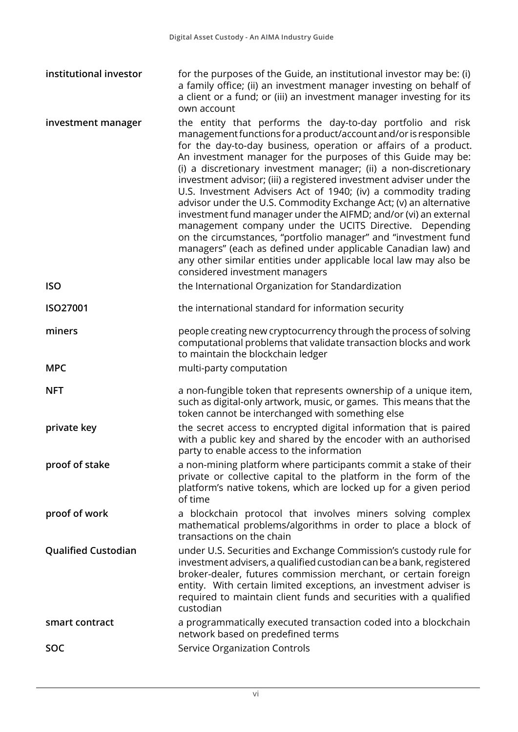| | |
|---|---|
| **institutional investor** | for the purposes of the Guide, an institutional investor may be: (i) a family office; (ii) an investment manager investing on behalf of a client or a fund; or (iii) an investment manager investing for its own account |
| **investment manager** | the entity that performs the day-to-day portfolio and risk management functions for a product/account and/or is responsible for the day-to-day business, operation or affairs of a product. An investment manager for the purposes of this Guide may be: (i) a discretionary investment manager; (ii) a non-discretionary investment advisor; (iii) a registered investment adviser under the U.S. Investment Advisers Act of 1940; (iv) a commodity trading advisor under the U.S. Commodity Exchange Act; (v) an alternative investment fund manager under the AIFMD; and/or (vi) an external management company under the UCITS Directive. Depending on the circumstances, "portfolio manager" and "investment fund managers" (each as defined under applicable Canadian law) and any other similar entities under applicable local law may also be considered investment managers |
| **ISO** | the International Organization for Standardization |
| **ISO27001** | the international standard for information security |
| **miners** | people creating new cryptocurrency through the process of solving computational problems that validate transaction blocks and work to maintain the blockchain ledger |
| **MPC** | multi-party computation |
| **NFT** | a non-fungible token that represents ownership of a unique item, such as digital-only artwork, music, or games. This means that the token cannot be interchanged with something else |
| **private key** | the secret access to encrypted digital information that is paired with a public key and shared by the encoder with an authorised party to enable access to the information |
| **proof of stake** | a non-mining platform where participants commit a stake of their private or collective capital to the platform in the form of the platform's native tokens, which are locked up for a given period of time |
| **proof of work** | a blockchain protocol that involves miners solving complex mathematical problems/algorithms in order to place a block of transactions on the chain |
| **Qualified Custodian** | under U.S. Securities and Exchange Commission's custody rule for investment advisers, a qualified custodian can be a bank, registered broker-dealer, futures commission merchant, or certain foreign entity. With certain limited exceptions, an investment adviser is required to maintain client funds and securities with a qualified custodian |
| **smart contract** | a programmatically executed transaction coded into a blockchain network based on predefined terms |
| **SOC** | Service Organization Controls |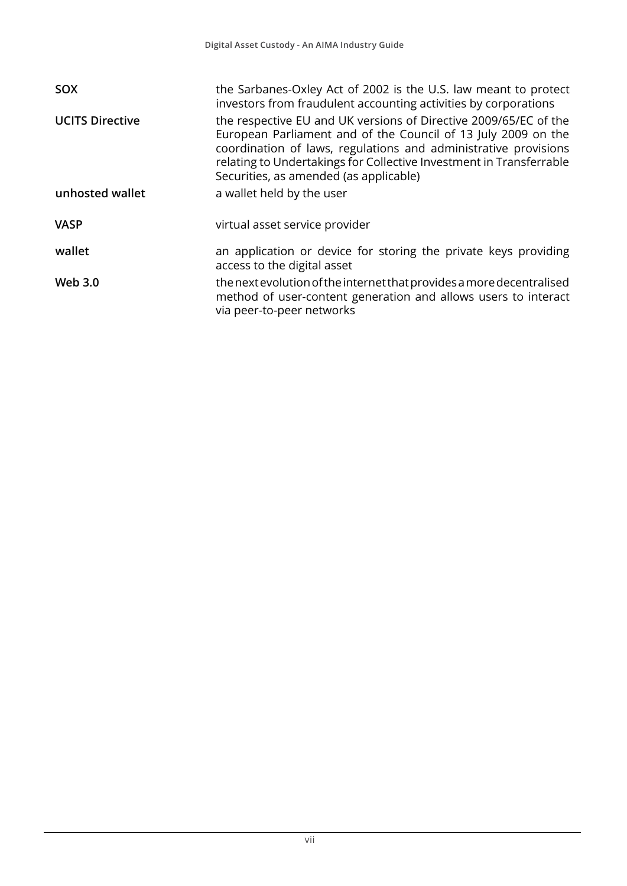| | |
|---|---|
| **SOX** | the Sarbanes-Oxley Act of 2002 is the U.S. law meant to protect investors from fraudulent accounting activities by corporations |
| **UCITS Directive** | the respective EU and UK versions of Directive 2009/65/EC of the European Parliament and of the Council of 13 July 2009 on the coordination of laws, regulations and administrative provisions relating to Undertakings for Collective Investment in Transferrable Securities, as amended (as applicable) |
| **unhosted wallet** | a wallet held by the user |
| **VASP** | virtual asset service provider |
| **wallet** | an application or device for storing the private keys providing access to the digital asset |
| **Web 3.0** | the next evolution of the internet that provides a more decentralised method of user-content generation and allows users to interact via peer-to-peer networks |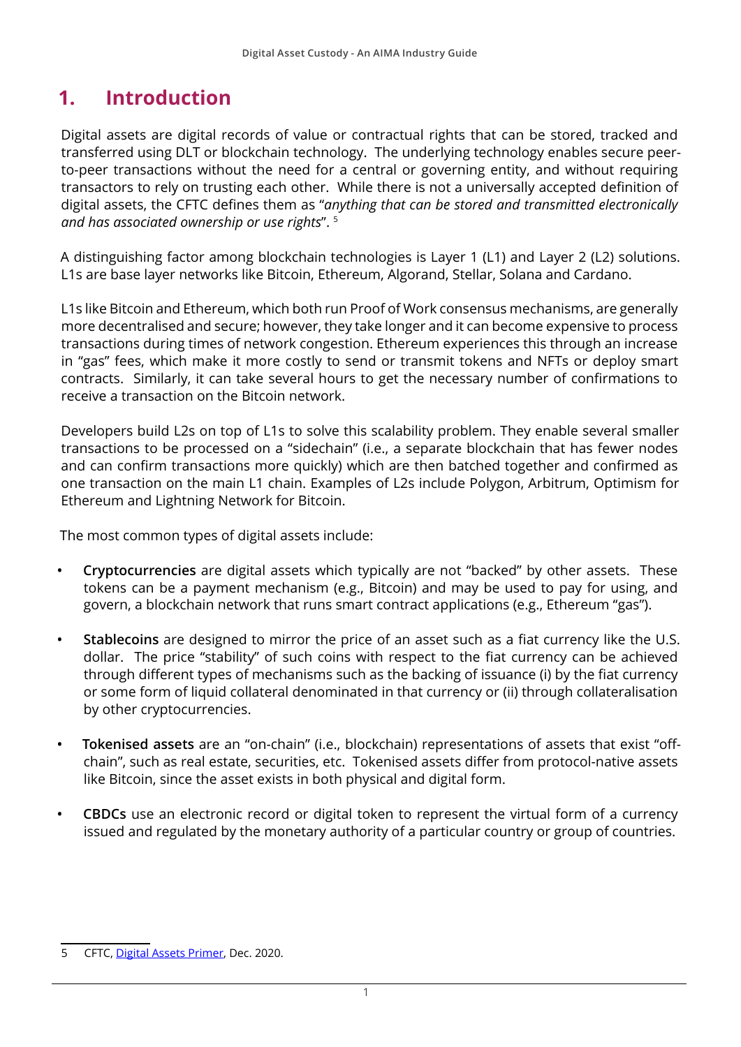# 1. Introduction

Digital assets are digital records of value or contractual rights that can be stored, tracked and transferred using DLT or blockchain technology. The underlying technology enables secure peer-to-peer transactions without the need for a central or governing entity, and without requiring transactors to rely on trusting each other. While there is not a universally accepted definition of digital assets, the CFTC defines them as "*anything that can be stored and transmitted electronically and has associated ownership or use rights*". [5]

A distinguishing factor among blockchain technologies is Layer 1 (L1) and Layer 2 (L2) solutions. L1s are base layer networks like Bitcoin, Ethereum, Algorand, Stellar, Solana and Cardano.

L1s like Bitcoin and Ethereum, which both run Proof of Work consensus mechanisms, are generally more decentralised and secure; however, they take longer and it can become expensive to process transactions during times of network congestion. Ethereum experiences this through an increase in "gas" fees, which make it more costly to send or transmit tokens and NFTs or deploy smart contracts. Similarly, it can take several hours to get the necessary number of confirmations to receive a transaction on the Bitcoin network.

Developers build L2s on top of L1s to solve this scalability problem. They enable several smaller transactions to be processed on a "sidechain" (i.e., a separate blockchain that has fewer nodes and can confirm transactions more quickly) which are then batched together and confirmed as one transaction on the main L1 chain. Examples of L2s include Polygon, Arbitrum, Optimism for Ethereum and Lightning Network for Bitcoin.

The most common types of digital assets include:

- **Cryptocurrencies** are digital assets which typically are not "backed" by other assets. These tokens can be a payment mechanism (e.g., Bitcoin) and may be used to pay for using, and govern, a blockchain network that runs smart contract applications (e.g., Ethereum "gas").
- **Stablecoins** are designed to mirror the price of an asset such as a fiat currency like the U.S. dollar. The price "stability" of such coins with respect to the fiat currency can be achieved through different types of mechanisms such as the backing of issuance (i) by the fiat currency or some form of liquid collateral denominated in that currency or (ii) through collateralisation by other cryptocurrencies.
- **Tokenised assets** are an "on-chain" (i.e., blockchain) representations of assets that exist "off-chain", such as real estate, securities, etc. Tokenised assets differ from protocol-native assets like Bitcoin, since the asset exists in both physical and digital form.
- **CBDCs** use an electronic record or digital token to represent the virtual form of a currency issued and regulated by the monetary authority of a particular country or group of countries.

---

5 CFTC, Digital Assets Primer, Dec. 2020.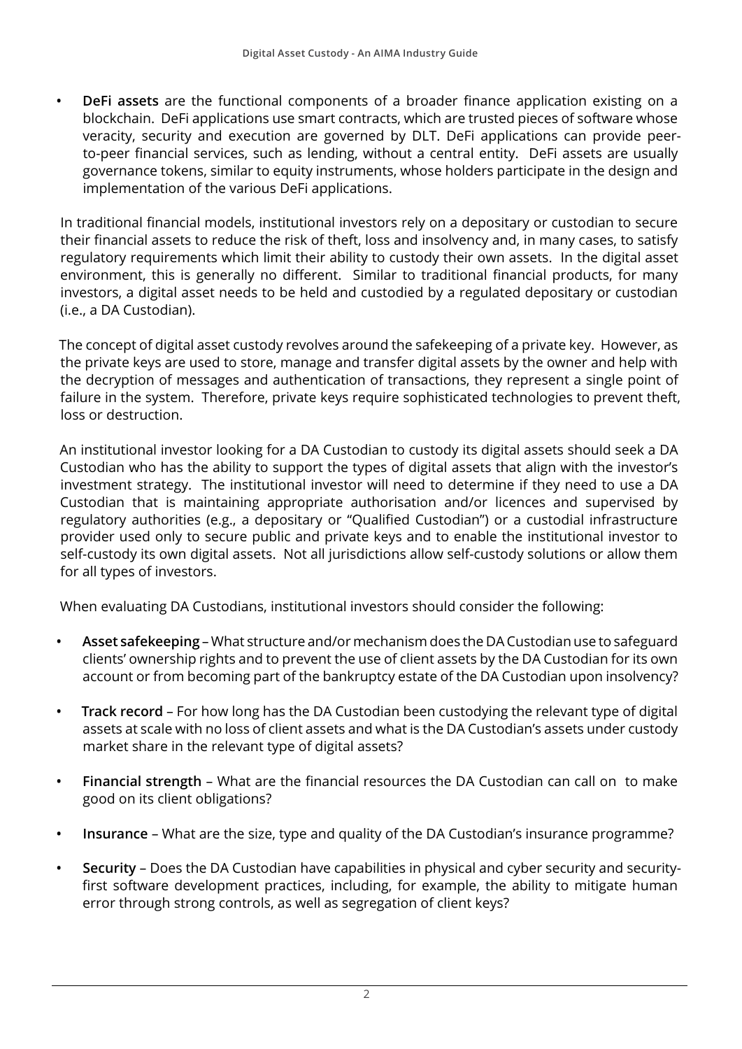- **DeFi assets** are the functional components of a broader finance application existing on a blockchain. DeFi applications use smart contracts, which are trusted pieces of software whose veracity, security and execution are governed by DLT. DeFi applications can provide peer-to-peer financial services, such as lending, without a central entity. DeFi assets are usually governance tokens, similar to equity instruments, whose holders participate in the design and implementation of the various DeFi applications.

In traditional financial models, institutional investors rely on a depositary or custodian to secure their financial assets to reduce the risk of theft, loss and insolvency and, in many cases, to satisfy regulatory requirements which limit their ability to custody their own assets. In the digital asset environment, this is generally no different. Similar to traditional financial products, for many investors, a digital asset needs to be held and custodied by a regulated depositary or custodian (i.e., a DA Custodian).

The concept of digital asset custody revolves around the safekeeping of a private key. However, as the private keys are used to store, manage and transfer digital assets by the owner and help with the decryption of messages and authentication of transactions, they represent a single point of failure in the system. Therefore, private keys require sophisticated technologies to prevent theft, loss or destruction.

An institutional investor looking for a DA Custodian to custody its digital assets should seek a DA Custodian who has the ability to support the types of digital assets that align with the investor's investment strategy. The institutional investor will need to determine if they need to use a DA Custodian that is maintaining appropriate authorisation and/or licences and supervised by regulatory authorities (e.g., a depositary or "Qualified Custodian") or a custodial infrastructure provider used only to secure public and private keys and to enable the institutional investor to self-custody its own digital assets. Not all jurisdictions allow self-custody solutions or allow them for all types of investors.

When evaluating DA Custodians, institutional investors should consider the following:

- **Asset safekeeping** – What structure and/or mechanism does the DA Custodian use to safeguard clients' ownership rights and to prevent the use of client assets by the DA Custodian for its own account or from becoming part of the bankruptcy estate of the DA Custodian upon insolvency?

- **Track record** – For how long has the DA Custodian been custodying the relevant type of digital assets at scale with no loss of client assets and what is the DA Custodian's assets under custody market share in the relevant type of digital assets?

- **Financial strength** – What are the financial resources the DA Custodian can call on to make good on its client obligations?

- **Insurance** – What are the size, type and quality of the DA Custodian's insurance programme?

- **Security** – Does the DA Custodian have capabilities in physical and cyber security and security-first software development practices, including, for example, the ability to mitigate human error through strong controls, as well as segregation of client keys?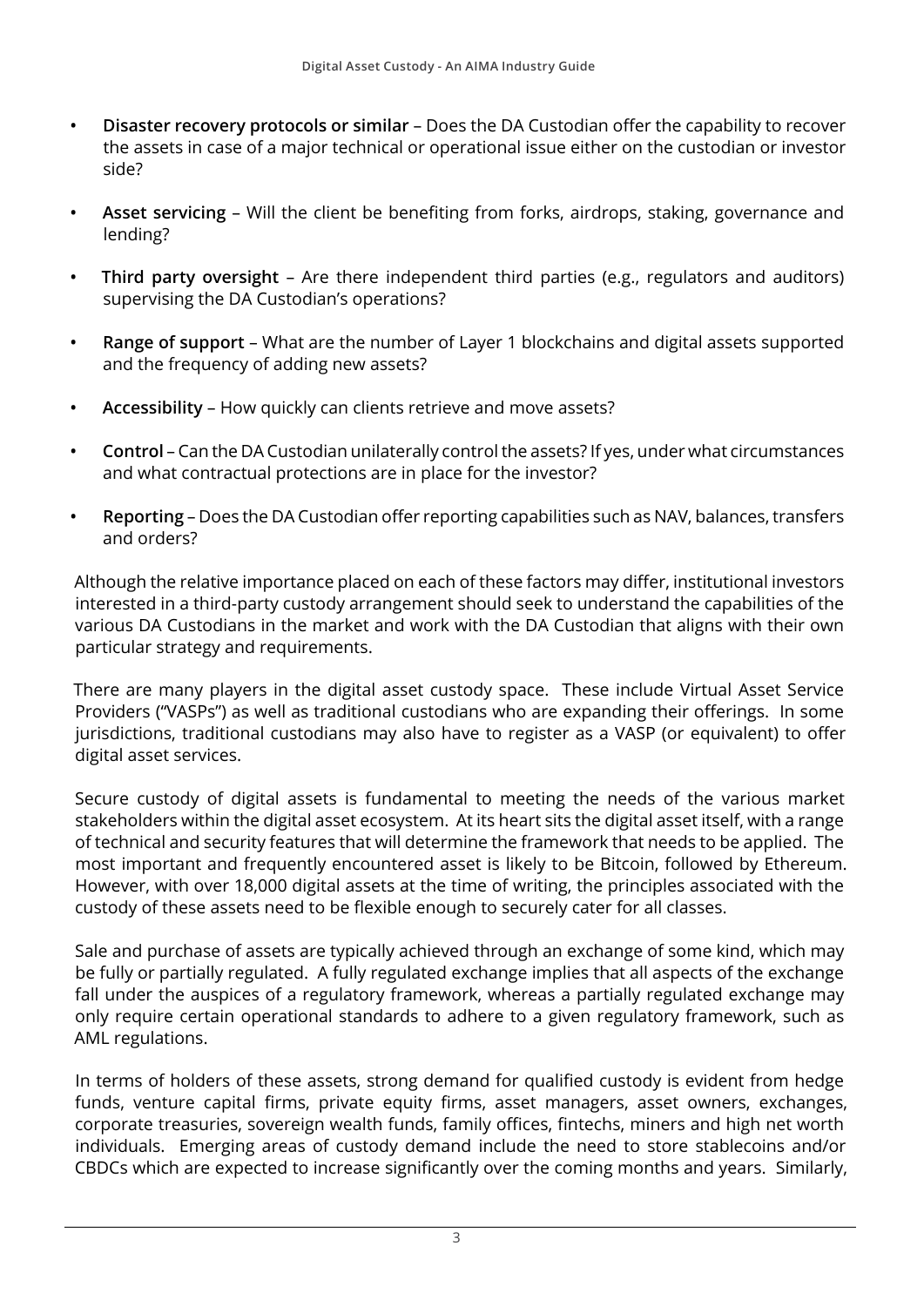- **Disaster recovery protocols or similar** – Does the DA Custodian offer the capability to recover the assets in case of a major technical or operational issue either on the custodian or investor side?
- **Asset servicing** – Will the client be benefiting from forks, airdrops, staking, governance and lending?
- **Third party oversight** – Are there independent third parties (e.g., regulators and auditors) supervising the DA Custodian's operations?
- **Range of support** – What are the number of Layer 1 blockchains and digital assets supported and the frequency of adding new assets?
- **Accessibility** – How quickly can clients retrieve and move assets?
- **Control** – Can the DA Custodian unilaterally control the assets? If yes, under what circumstances and what contractual protections are in place for the investor?
- **Reporting** – Does the DA Custodian offer reporting capabilities such as NAV, balances, transfers and orders?

Although the relative importance placed on each of these factors may differ, institutional investors interested in a third-party custody arrangement should seek to understand the capabilities of the various DA Custodians in the market and work with the DA Custodian that aligns with their own particular strategy and requirements.

There are many players in the digital asset custody space. These include Virtual Asset Service Providers ("VASPs") as well as traditional custodians who are expanding their offerings. In some jurisdictions, traditional custodians may also have to register as a VASP (or equivalent) to offer digital asset services.

Secure custody of digital assets is fundamental to meeting the needs of the various market stakeholders within the digital asset ecosystem. At its heart sits the digital asset itself, with a range of technical and security features that will determine the framework that needs to be applied. The most important and frequently encountered asset is likely to be Bitcoin, followed by Ethereum. However, with over 18,000 digital assets at the time of writing, the principles associated with the custody of these assets need to be flexible enough to securely cater for all classes.

Sale and purchase of assets are typically achieved through an exchange of some kind, which may be fully or partially regulated. A fully regulated exchange implies that all aspects of the exchange fall under the auspices of a regulatory framework, whereas a partially regulated exchange may only require certain operational standards to adhere to a given regulatory framework, such as AML regulations.

In terms of holders of these assets, strong demand for qualified custody is evident from hedge funds, venture capital firms, private equity firms, asset managers, asset owners, exchanges, corporate treasuries, sovereign wealth funds, family offices, fintechs, miners and high net worth individuals. Emerging areas of custody demand include the need to store stablecoins and/or CBDCs which are expected to increase significantly over the coming months and years. Similarly,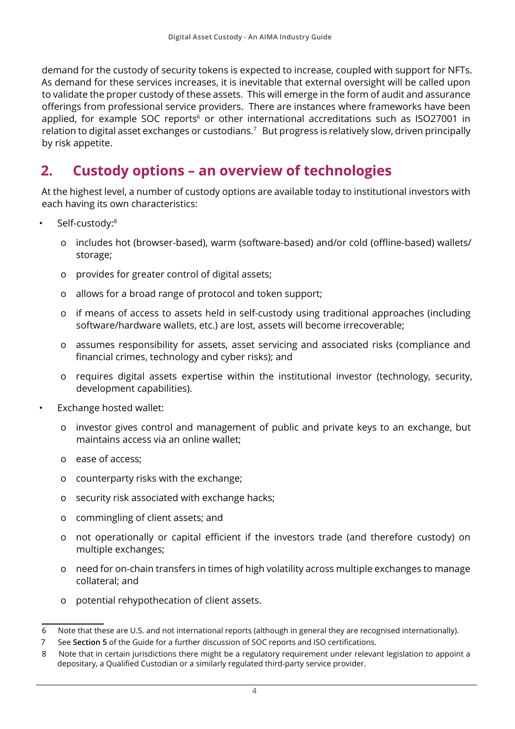demand for the custody of security tokens is expected to increase, coupled with support for NFTs. As demand for these services increases, it is inevitable that external oversight will be called upon to validate the proper custody of these assets. This will emerge in the form of audit and assurance offerings from professional service providers. There are instances where frameworks have been applied, for example SOC reports[6] or other international accreditations such as ISO27001 in relation to digital asset exchanges or custodians.[7] But progress is relatively slow, driven principally by risk appetite.

## 2. Custody options – an overview of technologies

At the highest level, a number of custody options are available today to institutional investors with each having its own characteristics:

- Self-custody:[8]
  - includes hot (browser-based), warm (software-based) and/or cold (offline-based) wallets/storage;
  - provides for greater control of digital assets;
  - allows for a broad range of protocol and token support;
  - if means of access to assets held in self-custody using traditional approaches (including software/hardware wallets, etc.) are lost, assets will become irrecoverable;
  - assumes responsibility for assets, asset servicing and associated risks (compliance and financial crimes, technology and cyber risks); and
  - requires digital assets expertise within the institutional investor (technology, security, development capabilities).
- Exchange hosted wallet:
  - investor gives control and management of public and private keys to an exchange, but maintains access via an online wallet;
  - ease of access;
  - counterparty risks with the exchange;
  - security risk associated with exchange hacks;
  - commingling of client assets; and
  - not operationally or capital efficient if the investors trade (and therefore custody) on multiple exchanges;
  - need for on-chain transfers in times of high volatility across multiple exchanges to manage collateral; and
  - potential rehypothecation of client assets.

---

6 Note that these are U.S. and not international reports (although in general they are recognised internationally).

7 See **Section 5** of the Guide for a further discussion of SOC reports and ISO certifications.

8 Note that in certain jurisdictions there might be a regulatory requirement under relevant legislation to appoint a depositary, a Qualified Custodian or a similarly regulated third-party service provider.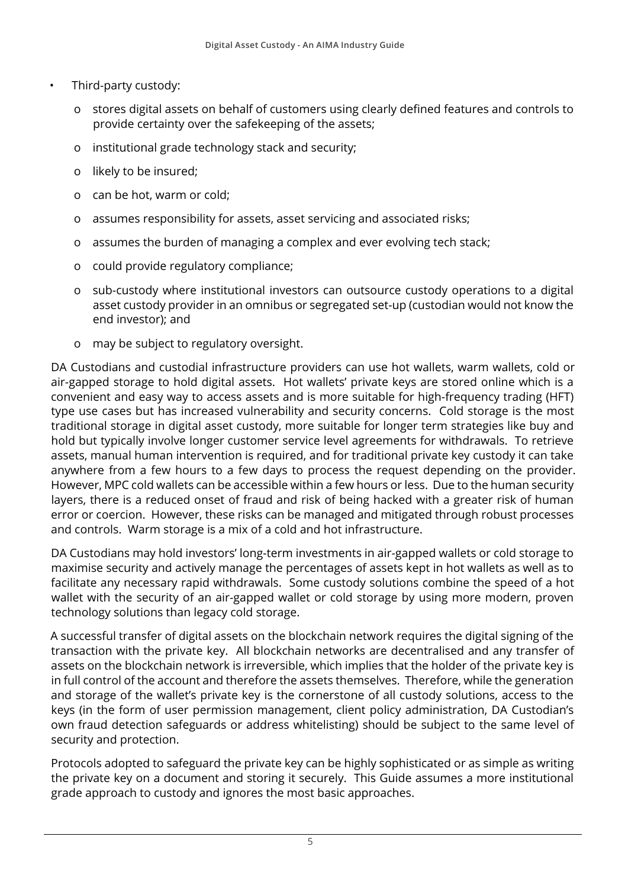- Third-party custody:
  - stores digital assets on behalf of customers using clearly defined features and controls to provide certainty over the safekeeping of the assets;
  - institutional grade technology stack and security;
  - likely to be insured;
  - can be hot, warm or cold;
  - assumes responsibility for assets, asset servicing and associated risks;
  - assumes the burden of managing a complex and ever evolving tech stack;
  - could provide regulatory compliance;
  - sub-custody where institutional investors can outsource custody operations to a digital asset custody provider in an omnibus or segregated set-up (custodian would not know the end investor); and
  - may be subject to regulatory oversight.

DA Custodians and custodial infrastructure providers can use hot wallets, warm wallets, cold or air-gapped storage to hold digital assets. Hot wallets' private keys are stored online which is a convenient and easy way to access assets and is more suitable for high-frequency trading (HFT) type use cases but has increased vulnerability and security concerns. Cold storage is the most traditional storage in digital asset custody, more suitable for longer term strategies like buy and hold but typically involve longer customer service level agreements for withdrawals. To retrieve assets, manual human intervention is required, and for traditional private key custody it can take anywhere from a few hours to a few days to process the request depending on the provider. However, MPC cold wallets can be accessible within a few hours or less. Due to the human security layers, there is a reduced onset of fraud and risk of being hacked with a greater risk of human error or coercion. However, these risks can be managed and mitigated through robust processes and controls. Warm storage is a mix of a cold and hot infrastructure.

DA Custodians may hold investors' long-term investments in air-gapped wallets or cold storage to maximise security and actively manage the percentages of assets kept in hot wallets as well as to facilitate any necessary rapid withdrawals. Some custody solutions combine the speed of a hot wallet with the security of an air-gapped wallet or cold storage by using more modern, proven technology solutions than legacy cold storage.

A successful transfer of digital assets on the blockchain network requires the digital signing of the transaction with the private key. All blockchain networks are decentralised and any transfer of assets on the blockchain network is irreversible, which implies that the holder of the private key is in full control of the account and therefore the assets themselves. Therefore, while the generation and storage of the wallet's private key is the cornerstone of all custody solutions, access to the keys (in the form of user permission management, client policy administration, DA Custodian's own fraud detection safeguards or address whitelisting) should be subject to the same level of security and protection.

Protocols adopted to safeguard the private key can be highly sophisticated or as simple as writing the private key on a document and storing it securely. This Guide assumes a more institutional grade approach to custody and ignores the most basic approaches.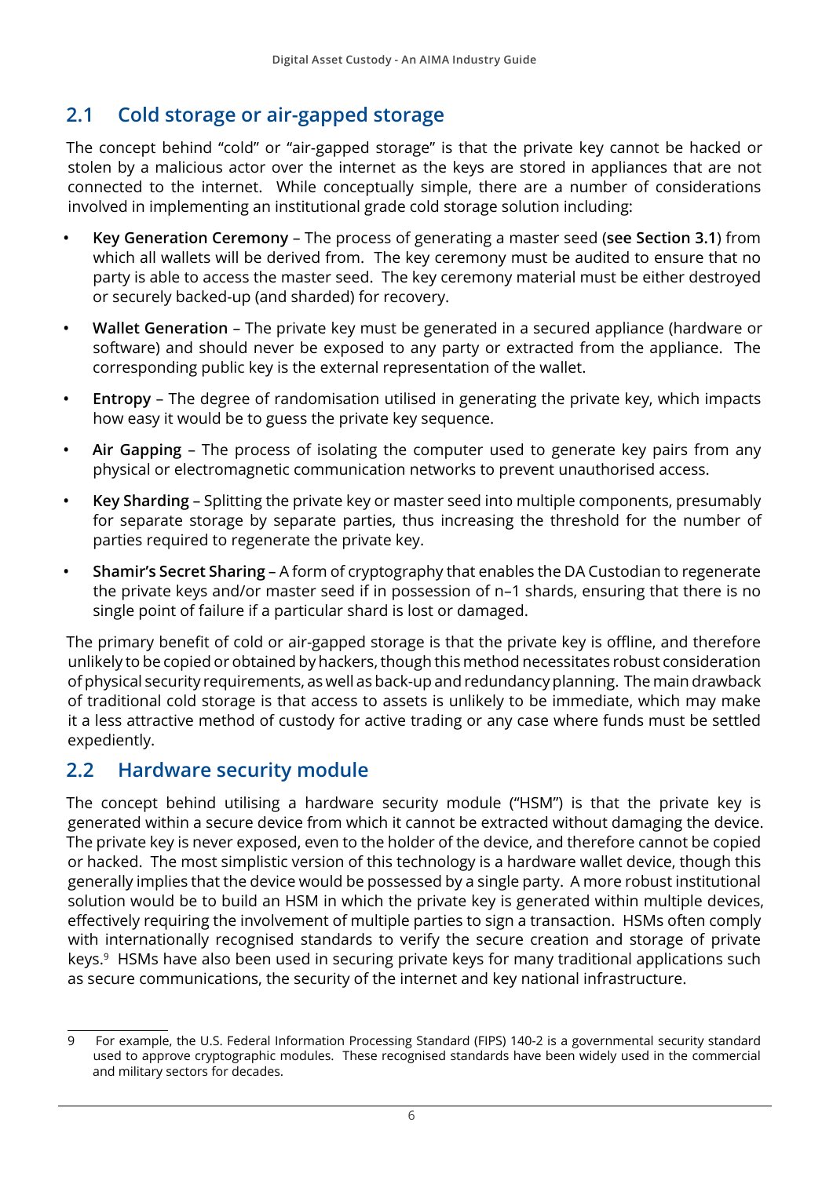## 2.1 Cold storage or air-gapped storage

The concept behind "cold" or "air-gapped storage" is that the private key cannot be hacked or stolen by a malicious actor over the internet as the keys are stored in appliances that are not connected to the internet. While conceptually simple, there are a number of considerations involved in implementing an institutional grade cold storage solution including:

- **Key Generation Ceremony** – The process of generating a master seed (**see Section 3.1**) from which all wallets will be derived from. The key ceremony must be audited to ensure that no party is able to access the master seed. The key ceremony material must be either destroyed or securely backed-up (and sharded) for recovery.
- **Wallet Generation** – The private key must be generated in a secured appliance (hardware or software) and should never be exposed to any party or extracted from the appliance. The corresponding public key is the external representation of the wallet.
- **Entropy** – The degree of randomisation utilised in generating the private key, which impacts how easy it would be to guess the private key sequence.
- **Air Gapping** – The process of isolating the computer used to generate key pairs from any physical or electromagnetic communication networks to prevent unauthorised access.
- **Key Sharding** – Splitting the private key or master seed into multiple components, presumably for separate storage by separate parties, thus increasing the threshold for the number of parties required to regenerate the private key.
- **Shamir's Secret Sharing** – A form of cryptography that enables the DA Custodian to regenerate the private keys and/or master seed if in possession of n–1 shards, ensuring that there is no single point of failure if a particular shard is lost or damaged.

The primary benefit of cold or air-gapped storage is that the private key is offline, and therefore unlikely to be copied or obtained by hackers, though this method necessitates robust consideration of physical security requirements, as well as back-up and redundancy planning. The main drawback of traditional cold storage is that access to assets is unlikely to be immediate, which may make it a less attractive method of custody for active trading or any case where funds must be settled expediently.

## 2.2 Hardware security module

The concept behind utilising a hardware security module ("HSM") is that the private key is generated within a secure device from which it cannot be extracted without damaging the device. The private key is never exposed, even to the holder of the device, and therefore cannot be copied or hacked. The most simplistic version of this technology is a hardware wallet device, though this generally implies that the device would be possessed by a single party. A more robust institutional solution would be to build an HSM in which the private key is generated within multiple devices, effectively requiring the involvement of multiple parties to sign a transaction. HSMs often comply with internationally recognised standards to verify the secure creation and storage of private keys.[9] HSMs have also been used in securing private keys for many traditional applications such as secure communications, the security of the internet and key national infrastructure.

9 For example, the U.S. Federal Information Processing Standard (FIPS) 140-2 is a governmental security standard used to approve cryptographic modules. These recognised standards have been widely used in the commercial and military sectors for decades.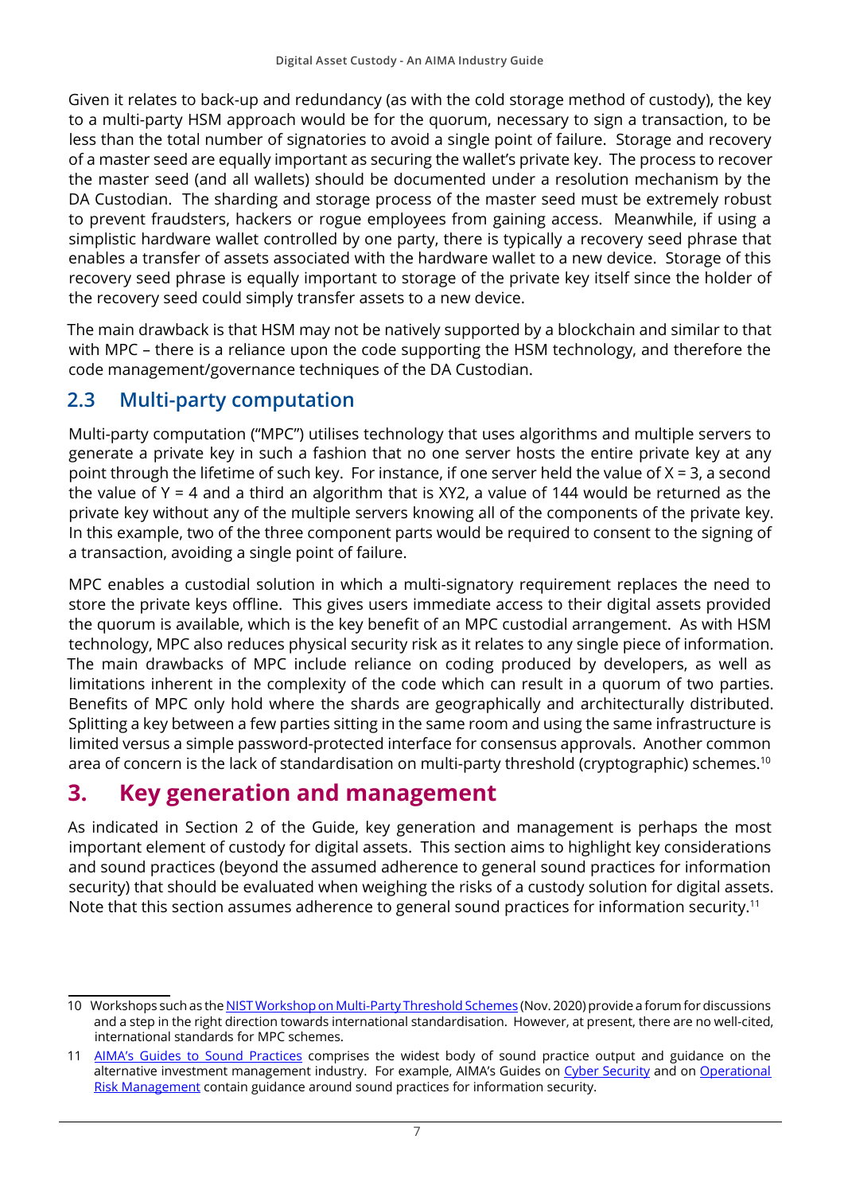Given it relates to back-up and redundancy (as with the cold storage method of custody), the key to a multi-party HSM approach would be for the quorum, necessary to sign a transaction, to be less than the total number of signatories to avoid a single point of failure. Storage and recovery of a master seed are equally important as securing the wallet's private key. The process to recover the master seed (and all wallets) should be documented under a resolution mechanism by the DA Custodian. The sharding and storage process of the master seed must be extremely robust to prevent fraudsters, hackers or rogue employees from gaining access. Meanwhile, if using a simplistic hardware wallet controlled by one party, there is typically a recovery seed phrase that enables a transfer of assets associated with the hardware wallet to a new device. Storage of this recovery seed phrase is equally important to storage of the private key itself since the holder of the recovery seed could simply transfer assets to a new device.

The main drawback is that HSM may not be natively supported by a blockchain and similar to that with MPC – there is a reliance upon the code supporting the HSM technology, and therefore the code management/governance techniques of the DA Custodian.

## 2.3 Multi-party computation

Multi-party computation ("MPC") utilises technology that uses algorithms and multiple servers to generate a private key in such a fashion that no one server hosts the entire private key at any point through the lifetime of such key. For instance, if one server held the value of $X = 3$, a second the value of $Y = 4$ and a third an algorithm that is $XY2$, a value of 144 would be returned as the private key without any of the multiple servers knowing all of the components of the private key. In this example, two of the three component parts would be required to consent to the signing of a transaction, avoiding a single point of failure.

MPC enables a custodial solution in which a multi-signatory requirement replaces the need to store the private keys offline. This gives users immediate access to their digital assets provided the quorum is available, which is the key benefit of an MPC custodial arrangement. As with HSM technology, MPC also reduces physical security risk as it relates to any single piece of information. The main drawbacks of MPC include reliance on coding produced by developers, as well as limitations inherent in the complexity of the code which can result in a quorum of two parties. Benefits of MPC only hold where the shards are geographically and architecturally distributed. Splitting a key between a few parties sitting in the same room and using the same infrastructure is limited versus a simple password-protected interface for consensus approvals. Another common area of concern is the lack of standardisation on multi-party threshold (cryptographic) schemes.[10]

# 3. Key generation and management

As indicated in Section 2 of the Guide, key generation and management is perhaps the most important element of custody for digital assets. This section aims to highlight key considerations and sound practices (beyond the assumed adherence to general sound practices for information security) that should be evaluated when weighing the risks of a custody solution for digital assets. Note that this section assumes adherence to general sound practices for information security.[11]

---

10 Workshops such as the NIST Workshop on Multi-Party Threshold Schemes (Nov. 2020) provide a forum for discussions and a step in the right direction towards international standardisation. However, at present, there are no well-cited, international standards for MPC schemes.

11 AIMA's Guides to Sound Practices comprises the widest body of sound practice output and guidance on the alternative investment management industry. For example, AIMA's Guides on Cyber Security and on Operational Risk Management contain guidance around sound practices for information security.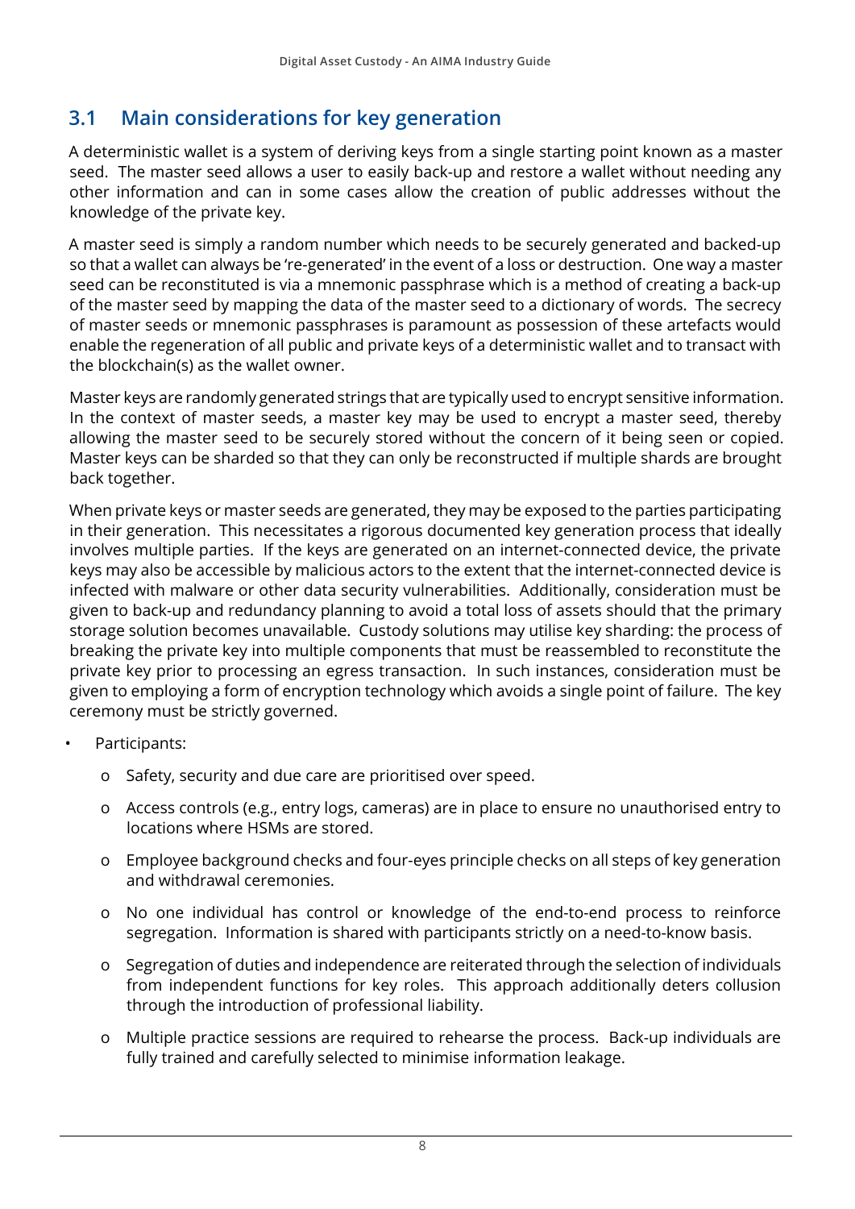## 3.1 Main considerations for key generation

A deterministic wallet is a system of deriving keys from a single starting point known as a master seed. The master seed allows a user to easily back-up and restore a wallet without needing any other information and can in some cases allow the creation of public addresses without the knowledge of the private key.

A master seed is simply a random number which needs to be securely generated and backed-up so that a wallet can always be 're-generated' in the event of a loss or destruction. One way a master seed can be reconstituted is via a mnemonic passphrase which is a method of creating a back-up of the master seed by mapping the data of the master seed to a dictionary of words. The secrecy of master seeds or mnemonic passphrases is paramount as possession of these artefacts would enable the regeneration of all public and private keys of a deterministic wallet and to transact with the blockchain(s) as the wallet owner.

Master keys are randomly generated strings that are typically used to encrypt sensitive information. In the context of master seeds, a master key may be used to encrypt a master seed, thereby allowing the master seed to be securely stored without the concern of it being seen or copied. Master keys can be sharded so that they can only be reconstructed if multiple shards are brought back together.

When private keys or master seeds are generated, they may be exposed to the parties participating in their generation. This necessitates a rigorous documented key generation process that ideally involves multiple parties. If the keys are generated on an internet-connected device, the private keys may also be accessible by malicious actors to the extent that the internet-connected device is infected with malware or other data security vulnerabilities. Additionally, consideration must be given to back-up and redundancy planning to avoid a total loss of assets should that the primary storage solution becomes unavailable. Custody solutions may utilise key sharding: the process of breaking the private key into multiple components that must be reassembled to reconstitute the private key prior to processing an egress transaction. In such instances, consideration must be given to employing a form of encryption technology which avoids a single point of failure. The key ceremony must be strictly governed.

- Participants:
  - Safety, security and due care are prioritised over speed.
  - Access controls (e.g., entry logs, cameras) are in place to ensure no unauthorised entry to locations where HSMs are stored.
  - Employee background checks and four-eyes principle checks on all steps of key generation and withdrawal ceremonies.
  - No one individual has control or knowledge of the end-to-end process to reinforce segregation. Information is shared with participants strictly on a need-to-know basis.
  - Segregation of duties and independence are reiterated through the selection of individuals from independent functions for key roles. This approach additionally deters collusion through the introduction of professional liability.
  - Multiple practice sessions are required to rehearse the process. Back-up individuals are fully trained and carefully selected to minimise information leakage.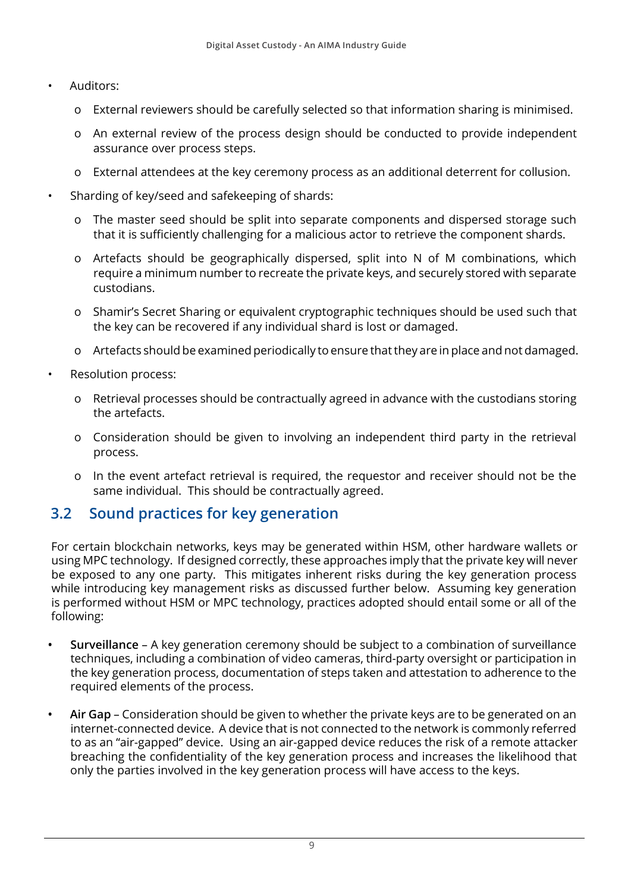- Auditors:
  - External reviewers should be carefully selected so that information sharing is minimised.
  - An external review of the process design should be conducted to provide independent assurance over process steps.
  - External attendees at the key ceremony process as an additional deterrent for collusion.
- Sharding of key/seed and safekeeping of shards:
  - The master seed should be split into separate components and dispersed storage such that it is sufficiently challenging for a malicious actor to retrieve the component shards.
  - Artefacts should be geographically dispersed, split into N of M combinations, which require a minimum number to recreate the private keys, and securely stored with separate custodians.
  - Shamir's Secret Sharing or equivalent cryptographic techniques should be used such that the key can be recovered if any individual shard is lost or damaged.
  - Artefacts should be examined periodically to ensure that they are in place and not damaged.
- Resolution process:
  - Retrieval processes should be contractually agreed in advance with the custodians storing the artefacts.
  - Consideration should be given to involving an independent third party in the retrieval process.
  - In the event artefact retrieval is required, the requestor and receiver should not be the same individual. This should be contractually agreed.

## 3.2 Sound practices for key generation

For certain blockchain networks, keys may be generated within HSM, other hardware wallets or using MPC technology. If designed correctly, these approaches imply that the private key will never be exposed to any one party. This mitigates inherent risks during the key generation process while introducing key management risks as discussed further below. Assuming key generation is performed without HSM or MPC technology, practices adopted should entail some or all of the following:

- **Surveillance** – A key generation ceremony should be subject to a combination of surveillance techniques, including a combination of video cameras, third-party oversight or participation in the key generation process, documentation of steps taken and attestation to adherence to the required elements of the process.
- **Air Gap** – Consideration should be given to whether the private keys are to be generated on an internet-connected device. A device that is not connected to the network is commonly referred to as an "air-gapped" device. Using an air-gapped device reduces the risk of a remote attacker breaching the confidentiality of the key generation process and increases the likelihood that only the parties involved in the key generation process will have access to the keys.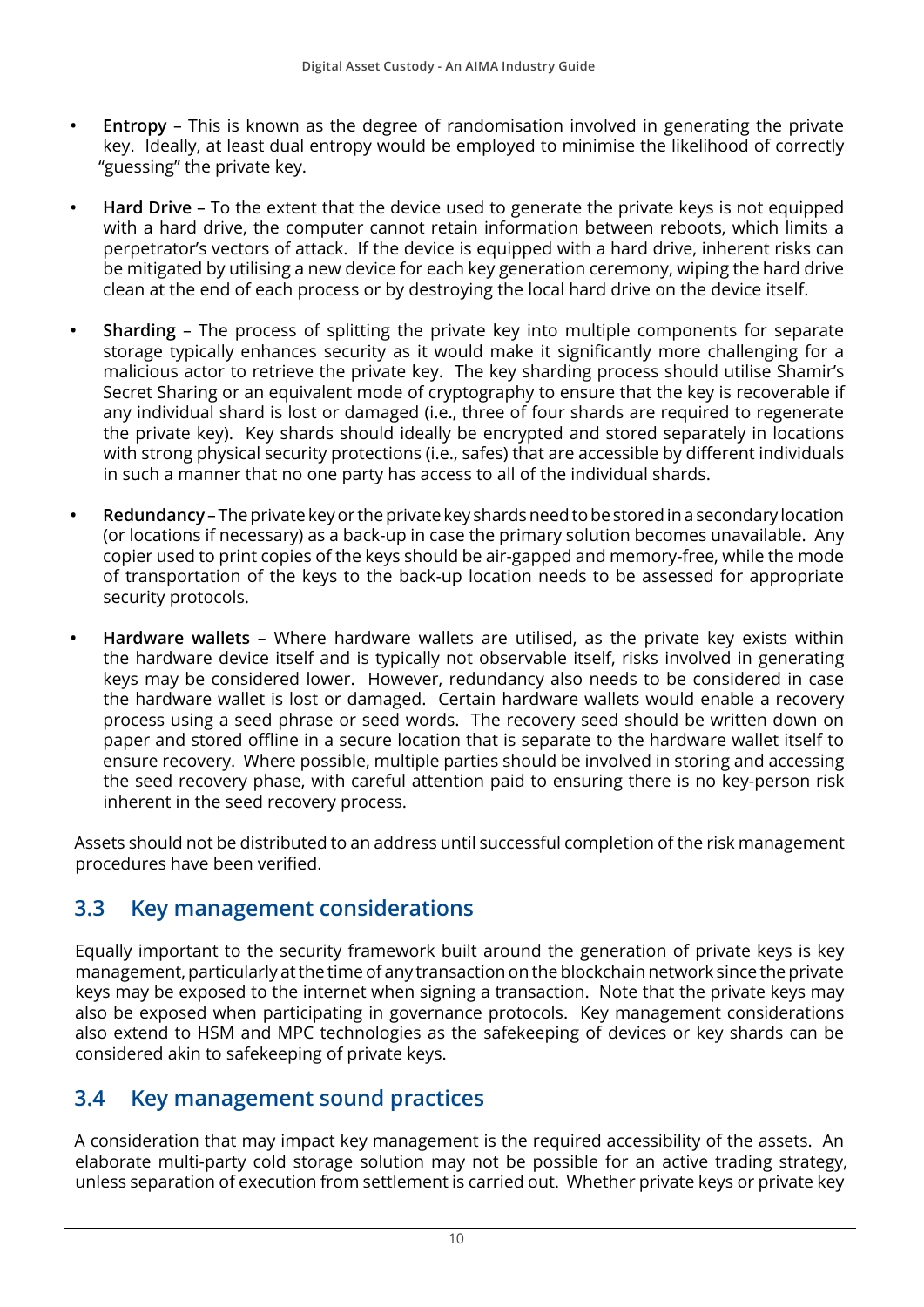- **Entropy** – This is known as the degree of randomisation involved in generating the private key. Ideally, at least dual entropy would be employed to minimise the likelihood of correctly "guessing" the private key.

- **Hard Drive** – To the extent that the device used to generate the private keys is not equipped with a hard drive, the computer cannot retain information between reboots, which limits a perpetrator's vectors of attack. If the device is equipped with a hard drive, inherent risks can be mitigated by utilising a new device for each key generation ceremony, wiping the hard drive clean at the end of each process or by destroying the local hard drive on the device itself.

- **Sharding** – The process of splitting the private key into multiple components for separate storage typically enhances security as it would make it significantly more challenging for a malicious actor to retrieve the private key. The key sharding process should utilise Shamir's Secret Sharing or an equivalent mode of cryptography to ensure that the key is recoverable if any individual shard is lost or damaged (i.e., three of four shards are required to regenerate the private key). Key shards should ideally be encrypted and stored separately in locations with strong physical security protections (i.e., safes) that are accessible by different individuals in such a manner that no one party has access to all of the individual shards.

- **Redundancy** – The private key or the private key shards need to be stored in a secondary location (or locations if necessary) as a back-up in case the primary solution becomes unavailable. Any copier used to print copies of the keys should be air-gapped and memory-free, while the mode of transportation of the keys to the back-up location needs to be assessed for appropriate security protocols.

- **Hardware wallets** – Where hardware wallets are utilised, as the private key exists within the hardware device itself and is typically not observable itself, risks involved in generating keys may be considered lower. However, redundancy also needs to be considered in case the hardware wallet is lost or damaged. Certain hardware wallets would enable a recovery process using a seed phrase or seed words. The recovery seed should be written down on paper and stored offline in a secure location that is separate to the hardware wallet itself to ensure recovery. Where possible, multiple parties should be involved in storing and accessing the seed recovery phase, with careful attention paid to ensuring there is no key-person risk inherent in the seed recovery process.

Assets should not be distributed to an address until successful completion of the risk management procedures have been verified.

## 3.3 Key management considerations

Equally important to the security framework built around the generation of private keys is key management, particularly at the time of any transaction on the blockchain network since the private keys may be exposed to the internet when signing a transaction. Note that the private keys may also be exposed when participating in governance protocols. Key management considerations also extend to HSM and MPC technologies as the safekeeping of devices or key shards can be considered akin to safekeeping of private keys.

## 3.4 Key management sound practices

A consideration that may impact key management is the required accessibility of the assets. An elaborate multi-party cold storage solution may not be possible for an active trading strategy, unless separation of execution from settlement is carried out. Whether private keys or private key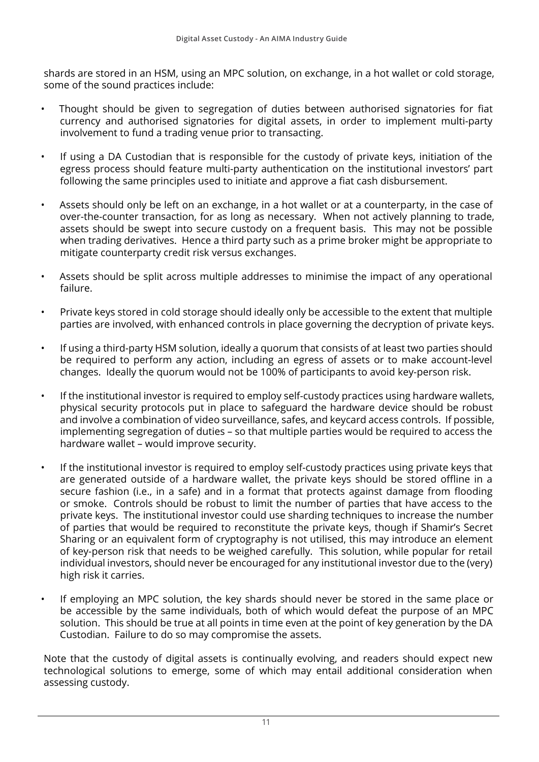shards are stored in an HSM, using an MPC solution, on exchange, in a hot wallet or cold storage, some of the sound practices include:

- Thought should be given to segregation of duties between authorised signatories for fiat currency and authorised signatories for digital assets, in order to implement multi-party involvement to fund a trading venue prior to transacting.
- If using a DA Custodian that is responsible for the custody of private keys, initiation of the egress process should feature multi-party authentication on the institutional investors' part following the same principles used to initiate and approve a fiat cash disbursement.
- Assets should only be left on an exchange, in a hot wallet or at a counterparty, in the case of over-the-counter transaction, for as long as necessary. When not actively planning to trade, assets should be swept into secure custody on a frequent basis. This may not be possible when trading derivatives. Hence a third party such as a prime broker might be appropriate to mitigate counterparty credit risk versus exchanges.
- Assets should be split across multiple addresses to minimise the impact of any operational failure.
- Private keys stored in cold storage should ideally only be accessible to the extent that multiple parties are involved, with enhanced controls in place governing the decryption of private keys.
- If using a third-party HSM solution, ideally a quorum that consists of at least two parties should be required to perform any action, including an egress of assets or to make account-level changes. Ideally the quorum would not be 100% of participants to avoid key-person risk.
- If the institutional investor is required to employ self-custody practices using hardware wallets, physical security protocols put in place to safeguard the hardware device should be robust and involve a combination of video surveillance, safes, and keycard access controls. If possible, implementing segregation of duties – so that multiple parties would be required to access the hardware wallet – would improve security.
- If the institutional investor is required to employ self-custody practices using private keys that are generated outside of a hardware wallet, the private keys should be stored offline in a secure fashion (i.e., in a safe) and in a format that protects against damage from flooding or smoke. Controls should be robust to limit the number of parties that have access to the private keys. The institutional investor could use sharding techniques to increase the number of parties that would be required to reconstitute the private keys, though if Shamir's Secret Sharing or an equivalent form of cryptography is not utilised, this may introduce an element of key-person risk that needs to be weighed carefully. This solution, while popular for retail individual investors, should never be encouraged for any institutional investor due to the (very) high risk it carries.
- If employing an MPC solution, the key shards should never be stored in the same place or be accessible by the same individuals, both of which would defeat the purpose of an MPC solution. This should be true at all points in time even at the point of key generation by the DA Custodian. Failure to do so may compromise the assets.

Note that the custody of digital assets is continually evolving, and readers should expect new technological solutions to emerge, some of which may entail additional consideration when assessing custody.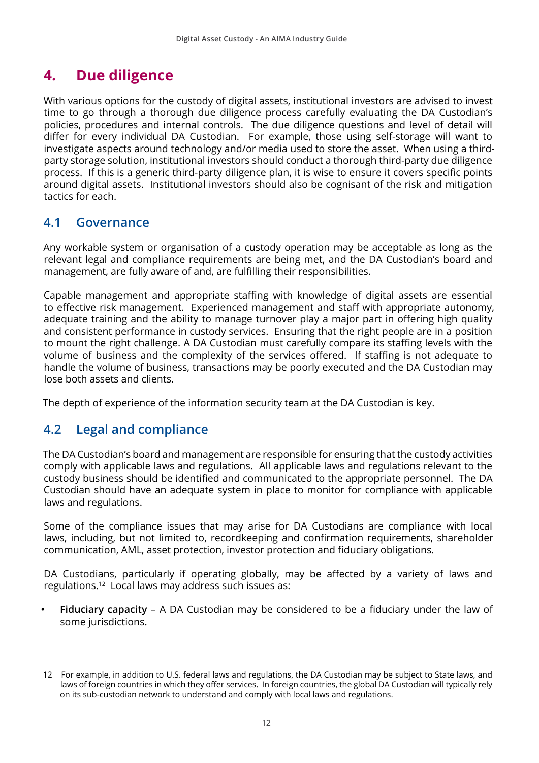# 4. Due diligence

With various options for the custody of digital assets, institutional investors are advised to invest time to go through a thorough due diligence process carefully evaluating the DA Custodian's policies, procedures and internal controls. The due diligence questions and level of detail will differ for every individual DA Custodian. For example, those using self-storage will want to investigate aspects around technology and/or media used to store the asset. When using a third-party storage solution, institutional investors should conduct a thorough third-party due diligence process. If this is a generic third-party diligence plan, it is wise to ensure it covers specific points around digital assets. Institutional investors should also be cognisant of the risk and mitigation tactics for each.

## 4.1 Governance

Any workable system or organisation of a custody operation may be acceptable as long as the relevant legal and compliance requirements are being met, and the DA Custodian's board and management, are fully aware of and, are fulfilling their responsibilities.

Capable management and appropriate staffing with knowledge of digital assets are essential to effective risk management. Experienced management and staff with appropriate autonomy, adequate training and the ability to manage turnover play a major part in offering high quality and consistent performance in custody services. Ensuring that the right people are in a position to mount the right challenge. A DA Custodian must carefully compare its staffing levels with the volume of business and the complexity of the services offered. If staffing is not adequate to handle the volume of business, transactions may be poorly executed and the DA Custodian may lose both assets and clients.

The depth of experience of the information security team at the DA Custodian is key.

## 4.2 Legal and compliance

The DA Custodian's board and management are responsible for ensuring that the custody activities comply with applicable laws and regulations. All applicable laws and regulations relevant to the custody business should be identified and communicated to the appropriate personnel. The DA Custodian should have an adequate system in place to monitor for compliance with applicable laws and regulations.

Some of the compliance issues that may arise for DA Custodians are compliance with local laws, including, but not limited to, recordkeeping and confirmation requirements, shareholder communication, AML, asset protection, investor protection and fiduciary obligations.

DA Custodians, particularly if operating globally, may be affected by a variety of laws and regulations.[12] Local laws may address such issues as:

- **Fiduciary capacity** – A DA Custodian may be considered to be a fiduciary under the law of some jurisdictions.

---

12 For example, in addition to U.S. federal laws and regulations, the DA Custodian may be subject to State laws, and laws of foreign countries in which they offer services. In foreign countries, the global DA Custodian will typically rely on its sub-custodian network to understand and comply with local laws and regulations.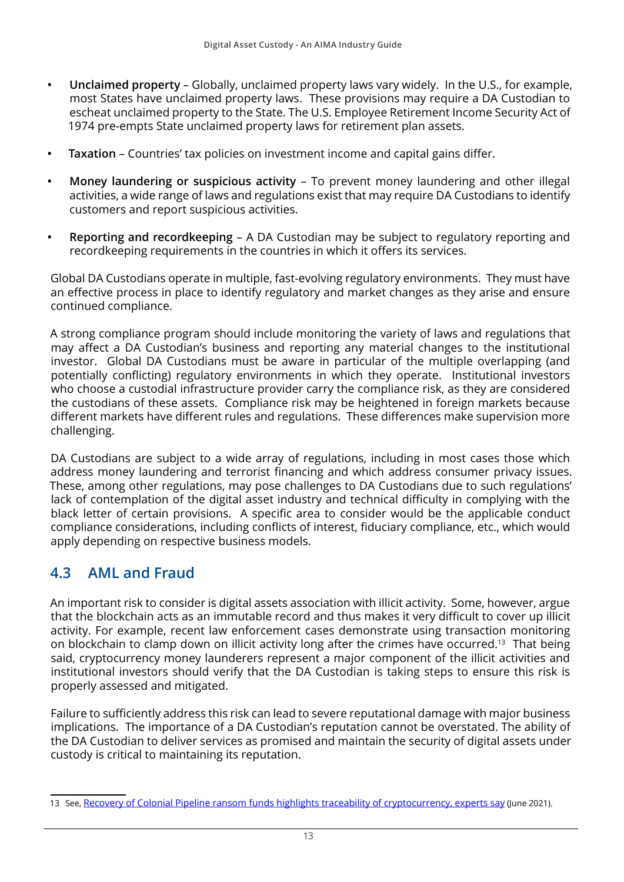- **Unclaimed property** – Globally, unclaimed property laws vary widely. In the U.S., for example, most States have unclaimed property laws. These provisions may require a DA Custodian to escheat unclaimed property to the State. The U.S. Employee Retirement Income Security Act of 1974 pre-empts State unclaimed property laws for retirement plan assets.

- **Taxation** – Countries' tax policies on investment income and capital gains differ.

- **Money laundering or suspicious activity** – To prevent money laundering and other illegal activities, a wide range of laws and regulations exist that may require DA Custodians to identify customers and report suspicious activities.

- **Reporting and recordkeeping** – A DA Custodian may be subject to regulatory reporting and recordkeeping requirements in the countries in which it offers its services.

Global DA Custodians operate in multiple, fast-evolving regulatory environments. They must have an effective process in place to identify regulatory and market changes as they arise and ensure continued compliance.

A strong compliance program should include monitoring the variety of laws and regulations that may affect a DA Custodian's business and reporting any material changes to the institutional investor. Global DA Custodians must be aware in particular of the multiple overlapping (and potentially conflicting) regulatory environments in which they operate. Institutional investors who choose a custodial infrastructure provider carry the compliance risk, as they are considered the custodians of these assets. Compliance risk may be heightened in foreign markets because different markets have different rules and regulations. These differences make supervision more challenging.

DA Custodians are subject to a wide array of regulations, including in most cases those which address money laundering and terrorist financing and which address consumer privacy issues. These, among other regulations, may pose challenges to DA Custodians due to such regulations' lack of contemplation of the digital asset industry and technical difficulty in complying with the black letter of certain provisions. A specific area to consider would be the applicable conduct compliance considerations, including conflicts of interest, fiduciary compliance, etc., which would apply depending on respective business models.

## 4.3 AML and Fraud

An important risk to consider is digital assets association with illicit activity. Some, however, argue that the blockchain acts as an immutable record and thus makes it very difficult to cover up illicit activity. For example, recent law enforcement cases demonstrate using transaction monitoring on blockchain to clamp down on illicit activity long after the crimes have occurred.[13] That being said, cryptocurrency money launderers represent a major component of the illicit activities and institutional investors should verify that the DA Custodian is taking steps to ensure this risk is properly assessed and mitigated.

Failure to sufficiently address this risk can lead to severe reputational damage with major business implications. The importance of a DA Custodian's reputation cannot be overstated. The ability of the DA Custodian to deliver services as promised and maintain the security of digital assets under custody is critical to maintaining its reputation.

---

13 See, Recovery of Colonial Pipeline ransom funds highlights traceability of cryptocurrency, experts say (June 2021).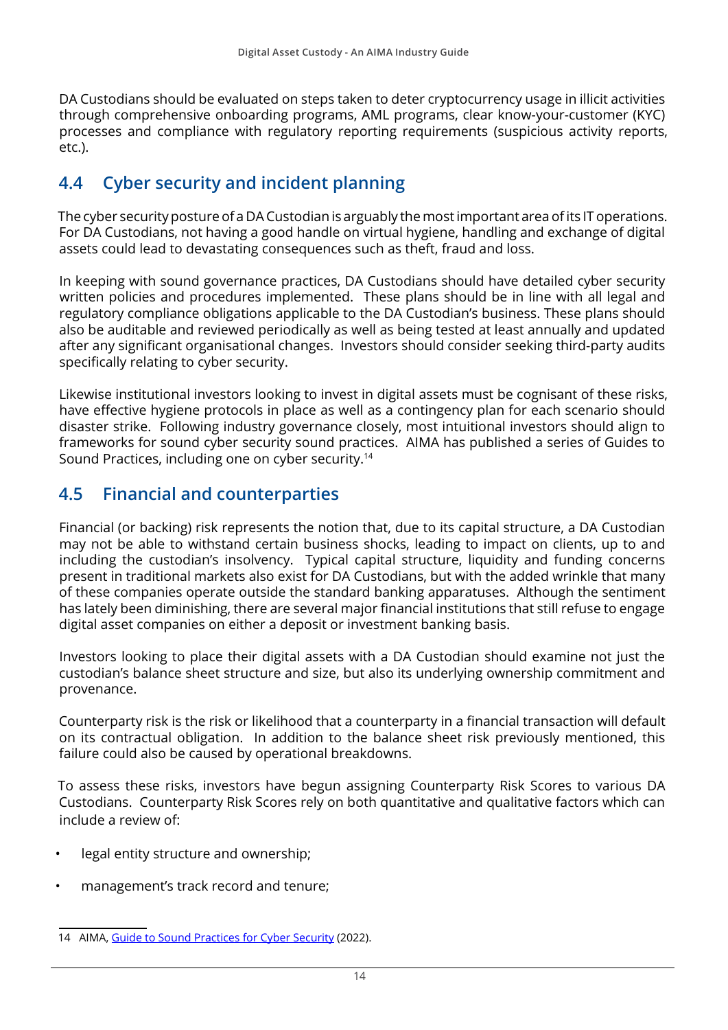DA Custodians should be evaluated on steps taken to deter cryptocurrency usage in illicit activities through comprehensive onboarding programs, AML programs, clear know-your-customer (KYC) processes and compliance with regulatory reporting requirements (suspicious activity reports, etc.).

## 4.4 Cyber security and incident planning

The cyber security posture of a DA Custodian is arguably the most important area of its IT operations. For DA Custodians, not having a good handle on virtual hygiene, handling and exchange of digital assets could lead to devastating consequences such as theft, fraud and loss.

In keeping with sound governance practices, DA Custodians should have detailed cyber security written policies and procedures implemented. These plans should be in line with all legal and regulatory compliance obligations applicable to the DA Custodian's business. These plans should also be auditable and reviewed periodically as well as being tested at least annually and updated after any significant organisational changes. Investors should consider seeking third-party audits specifically relating to cyber security.

Likewise institutional investors looking to invest in digital assets must be cognisant of these risks, have effective hygiene protocols in place as well as a contingency plan for each scenario should disaster strike. Following industry governance closely, most intuitional investors should align to frameworks for sound cyber security sound practices. AIMA has published a series of Guides to Sound Practices, including one on cyber security.[14]

## 4.5 Financial and counterparties

Financial (or backing) risk represents the notion that, due to its capital structure, a DA Custodian may not be able to withstand certain business shocks, leading to impact on clients, up to and including the custodian's insolvency. Typical capital structure, liquidity and funding concerns present in traditional markets also exist for DA Custodians, but with the added wrinkle that many of these companies operate outside the standard banking apparatuses. Although the sentiment has lately been diminishing, there are several major financial institutions that still refuse to engage digital asset companies on either a deposit or investment banking basis.

Investors looking to place their digital assets with a DA Custodian should examine not just the custodian's balance sheet structure and size, but also its underlying ownership commitment and provenance.

Counterparty risk is the risk or likelihood that a counterparty in a financial transaction will default on its contractual obligation. In addition to the balance sheet risk previously mentioned, this failure could also be caused by operational breakdowns.

To assess these risks, investors have begun assigning Counterparty Risk Scores to various DA Custodians. Counterparty Risk Scores rely on both quantitative and qualitative factors which can include a review of:

- legal entity structure and ownership;
- management's track record and tenure;

14 AIMA, Guide to Sound Practices for Cyber Security (2022).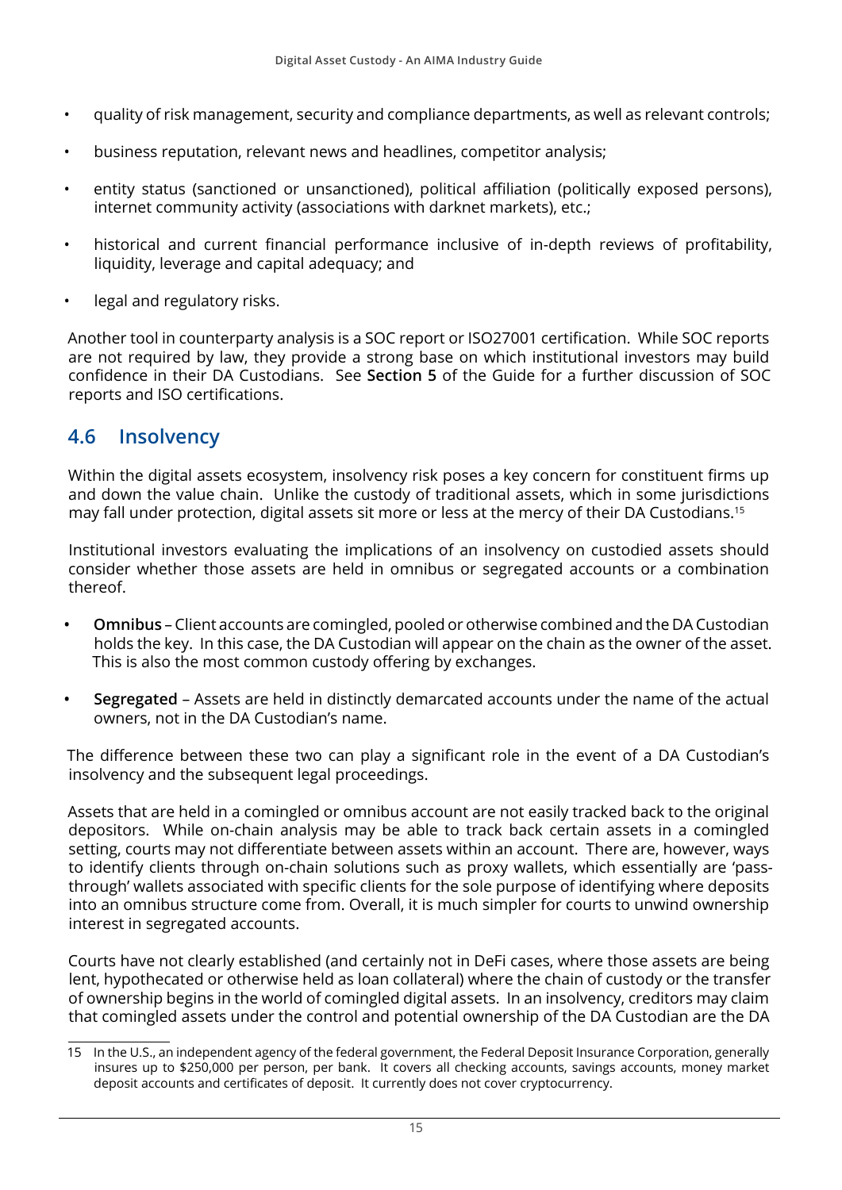- quality of risk management, security and compliance departments, as well as relevant controls;
- business reputation, relevant news and headlines, competitor analysis;
- entity status (sanctioned or unsanctioned), political affiliation (politically exposed persons), internet community activity (associations with darknet markets), etc.;
- historical and current financial performance inclusive of in-depth reviews of profitability, liquidity, leverage and capital adequacy; and
- legal and regulatory risks.

Another tool in counterparty analysis is a SOC report or ISO27001 certification. While SOC reports are not required by law, they provide a strong base on which institutional investors may build confidence in their DA Custodians. See **Section 5** of the Guide for a further discussion of SOC reports and ISO certifications.

## 4.6 Insolvency

Within the digital assets ecosystem, insolvency risk poses a key concern for constituent firms up and down the value chain. Unlike the custody of traditional assets, which in some jurisdictions may fall under protection, digital assets sit more or less at the mercy of their DA Custodians.[15]

Institutional investors evaluating the implications of an insolvency on custodied assets should consider whether those assets are held in omnibus or segregated accounts or a combination thereof.

- **Omnibus** – Client accounts are comingled, pooled or otherwise combined and the DA Custodian holds the key. In this case, the DA Custodian will appear on the chain as the owner of the asset. This is also the most common custody offering by exchanges.
- **Segregated** – Assets are held in distinctly demarcated accounts under the name of the actual owners, not in the DA Custodian's name.

The difference between these two can play a significant role in the event of a DA Custodian's insolvency and the subsequent legal proceedings.

Assets that are held in a comingled or omnibus account are not easily tracked back to the original depositors. While on-chain analysis may be able to track back certain assets in a comingled setting, courts may not differentiate between assets within an account. There are, however, ways to identify clients through on-chain solutions such as proxy wallets, which essentially are 'pass-through' wallets associated with specific clients for the sole purpose of identifying where deposits into an omnibus structure come from. Overall, it is much simpler for courts to unwind ownership interest in segregated accounts.

Courts have not clearly established (and certainly not in DeFi cases, where those assets are being lent, hypothecated or otherwise held as loan collateral) where the chain of custody or the transfer of ownership begins in the world of comingled digital assets. In an insolvency, creditors may claim that comingled assets under the control and potential ownership of the DA Custodian are the DA

15 In the U.S., an independent agency of the federal government, the Federal Deposit Insurance Corporation, generally insures up to $250,000 per person, per bank. It covers all checking accounts, savings accounts, money market deposit accounts and certificates of deposit. It currently does not cover cryptocurrency.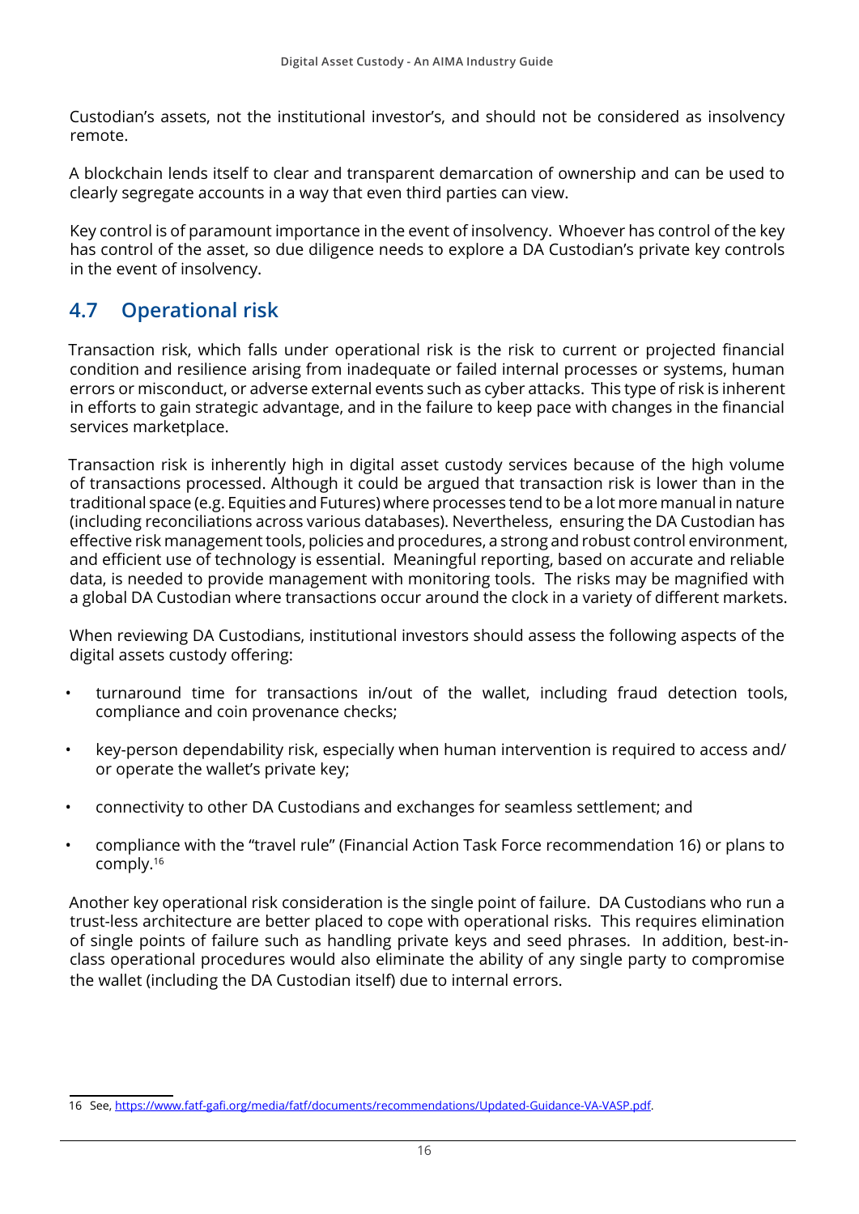Custodian's assets, not the institutional investor's, and should not be considered as insolvency remote.

A blockchain lends itself to clear and transparent demarcation of ownership and can be used to clearly segregate accounts in a way that even third parties can view.

Key control is of paramount importance in the event of insolvency. Whoever has control of the key has control of the asset, so due diligence needs to explore a DA Custodian's private key controls in the event of insolvency.

## 4.7 Operational risk

Transaction risk, which falls under operational risk is the risk to current or projected financial condition and resilience arising from inadequate or failed internal processes or systems, human errors or misconduct, or adverse external events such as cyber attacks. This type of risk is inherent in efforts to gain strategic advantage, and in the failure to keep pace with changes in the financial services marketplace.

Transaction risk is inherently high in digital asset custody services because of the high volume of transactions processed. Although it could be argued that transaction risk is lower than in the traditional space (e.g. Equities and Futures) where processes tend to be a lot more manual in nature (including reconciliations across various databases). Nevertheless, ensuring the DA Custodian has effective risk management tools, policies and procedures, a strong and robust control environment, and efficient use of technology is essential. Meaningful reporting, based on accurate and reliable data, is needed to provide management with monitoring tools. The risks may be magnified with a global DA Custodian where transactions occur around the clock in a variety of different markets.

When reviewing DA Custodians, institutional investors should assess the following aspects of the digital assets custody offering:

- turnaround time for transactions in/out of the wallet, including fraud detection tools, compliance and coin provenance checks;
- key-person dependability risk, especially when human intervention is required to access and/ or operate the wallet's private key;
- connectivity to other DA Custodians and exchanges for seamless settlement; and
- compliance with the "travel rule" (Financial Action Task Force recommendation 16) or plans to comply.[16]

Another key operational risk consideration is the single point of failure. DA Custodians who run a trust-less architecture are better placed to cope with operational risks. This requires elimination of single points of failure such as handling private keys and seed phrases. In addition, best-in-class operational procedures would also eliminate the ability of any single party to compromise the wallet (including the DA Custodian itself) due to internal errors.

16 See, https://www.fatf-gafi.org/media/fatf/documents/recommendations/Updated-Guidance-VA-VASP.pdf.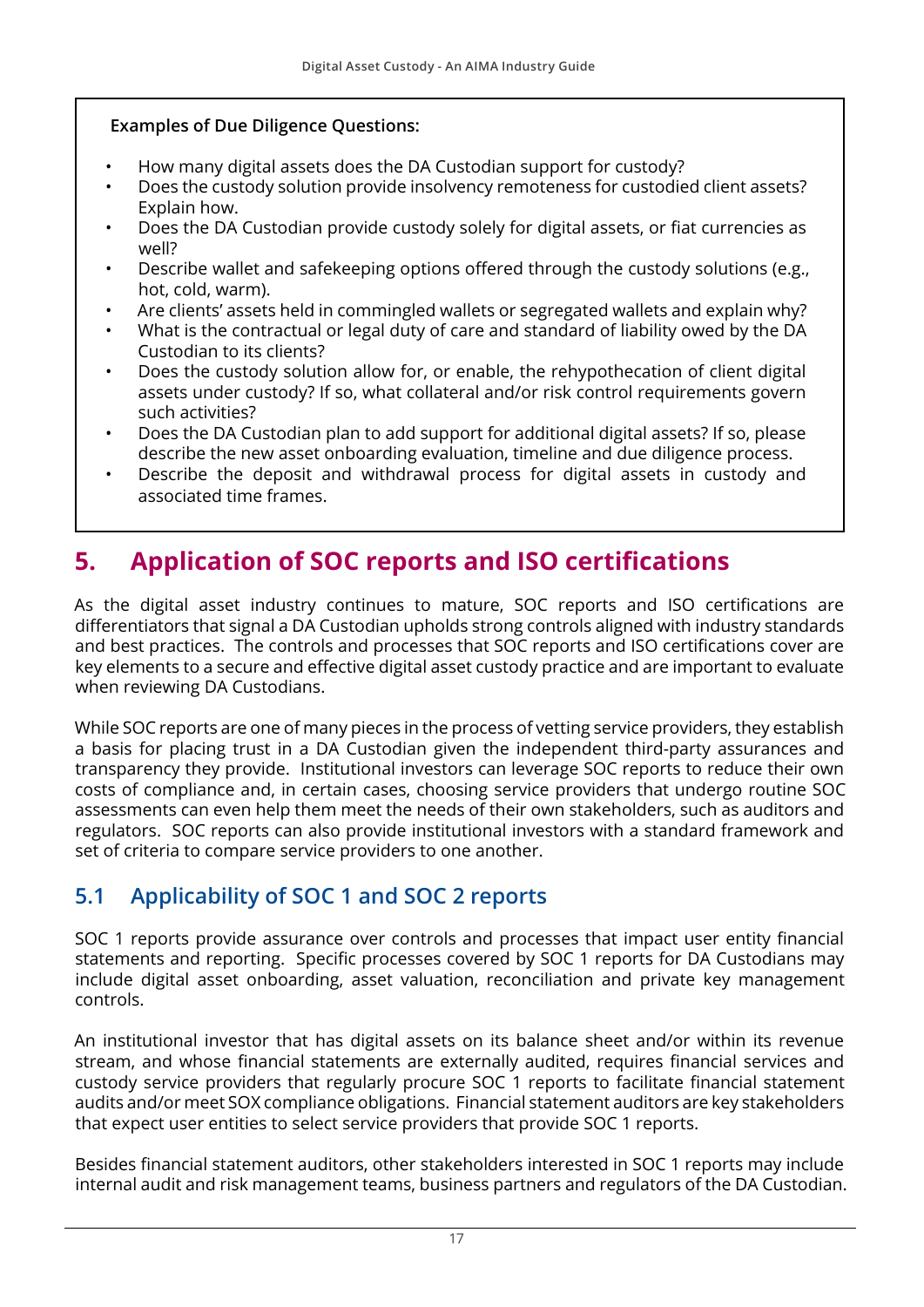**Examples of Due Diligence Questions:**

- How many digital assets does the DA Custodian support for custody?
- Does the custody solution provide insolvency remoteness for custodied client assets? Explain how.
- Does the DA Custodian provide custody solely for digital assets, or fiat currencies as well?
- Describe wallet and safekeeping options offered through the custody solutions (e.g., hot, cold, warm).
- Are clients' assets held in commingled wallets or segregated wallets and explain why?
- What is the contractual or legal duty of care and standard of liability owed by the DA Custodian to its clients?
- Does the custody solution allow for, or enable, the rehypothecation of client digital assets under custody? If so, what collateral and/or risk control requirements govern such activities?
- Does the DA Custodian plan to add support for additional digital assets? If so, please describe the new asset onboarding evaluation, timeline and due diligence process.
- Describe the deposit and withdrawal process for digital assets in custody and associated time frames.

# 5. Application of SOC reports and ISO certifications

As the digital asset industry continues to mature, SOC reports and ISO certifications are differentiators that signal a DA Custodian upholds strong controls aligned with industry standards and best practices. The controls and processes that SOC reports and ISO certifications cover are key elements to a secure and effective digital asset custody practice and are important to evaluate when reviewing DA Custodians.

While SOC reports are one of many pieces in the process of vetting service providers, they establish a basis for placing trust in a DA Custodian given the independent third-party assurances and transparency they provide. Institutional investors can leverage SOC reports to reduce their own costs of compliance and, in certain cases, choosing service providers that undergo routine SOC assessments can even help them meet the needs of their own stakeholders, such as auditors and regulators. SOC reports can also provide institutional investors with a standard framework and set of criteria to compare service providers to one another.

## 5.1 Applicability of SOC 1 and SOC 2 reports

SOC 1 reports provide assurance over controls and processes that impact user entity financial statements and reporting. Specific processes covered by SOC 1 reports for DA Custodians may include digital asset onboarding, asset valuation, reconciliation and private key management controls.

An institutional investor that has digital assets on its balance sheet and/or within its revenue stream, and whose financial statements are externally audited, requires financial services and custody service providers that regularly procure SOC 1 reports to facilitate financial statement audits and/or meet SOX compliance obligations. Financial statement auditors are key stakeholders that expect user entities to select service providers that provide SOC 1 reports.

Besides financial statement auditors, other stakeholders interested in SOC 1 reports may include internal audit and risk management teams, business partners and regulators of the DA Custodian.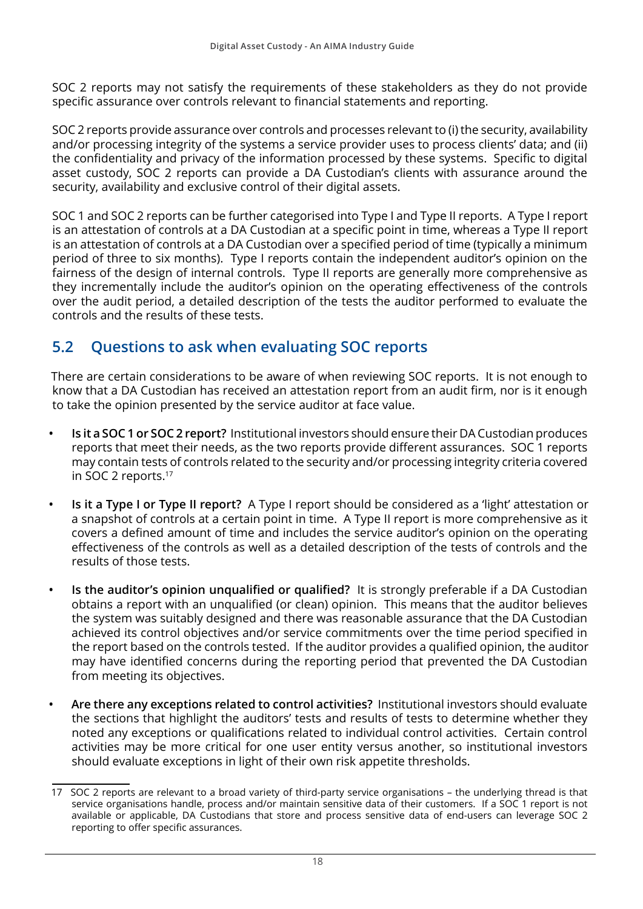SOC 2 reports may not satisfy the requirements of these stakeholders as they do not provide specific assurance over controls relevant to financial statements and reporting.

SOC 2 reports provide assurance over controls and processes relevant to (i) the security, availability and/or processing integrity of the systems a service provider uses to process clients' data; and (ii) the confidentiality and privacy of the information processed by these systems. Specific to digital asset custody, SOC 2 reports can provide a DA Custodian's clients with assurance around the security, availability and exclusive control of their digital assets.

SOC 1 and SOC 2 reports can be further categorised into Type I and Type II reports. A Type I report is an attestation of controls at a DA Custodian at a specific point in time, whereas a Type II report is an attestation of controls at a DA Custodian over a specified period of time (typically a minimum period of three to six months). Type I reports contain the independent auditor's opinion on the fairness of the design of internal controls. Type II reports are generally more comprehensive as they incrementally include the auditor's opinion on the operating effectiveness of the controls over the audit period, a detailed description of the tests the auditor performed to evaluate the controls and the results of these tests.

## 5.2 Questions to ask when evaluating SOC reports

There are certain considerations to be aware of when reviewing SOC reports. It is not enough to know that a DA Custodian has received an attestation report from an audit firm, nor is it enough to take the opinion presented by the service auditor at face value.

- **Is it a SOC 1 or SOC 2 report?** Institutional investors should ensure their DA Custodian produces reports that meet their needs, as the two reports provide different assurances. SOC 1 reports may contain tests of controls related to the security and/or processing integrity criteria covered in SOC 2 reports.[17]

- **Is it a Type I or Type II report?** A Type I report should be considered as a 'light' attestation or a snapshot of controls at a certain point in time. A Type II report is more comprehensive as it covers a defined amount of time and includes the service auditor's opinion on the operating effectiveness of the controls as well as a detailed description of the tests of controls and the results of those tests.

- **Is the auditor's opinion unqualified or qualified?** It is strongly preferable if a DA Custodian obtains a report with an unqualified (or clean) opinion. This means that the auditor believes the system was suitably designed and there was reasonable assurance that the DA Custodian achieved its control objectives and/or service commitments over the time period specified in the report based on the controls tested. If the auditor provides a qualified opinion, the auditor may have identified concerns during the reporting period that prevented the DA Custodian from meeting its objectives.

- **Are there any exceptions related to control activities?** Institutional investors should evaluate the sections that highlight the auditors' tests and results of tests to determine whether they noted any exceptions or qualifications related to individual control activities. Certain control activities may be more critical for one user entity versus another, so institutional investors should evaluate exceptions in light of their own risk appetite thresholds.

---

17 SOC 2 reports are relevant to a broad variety of third-party service organisations – the underlying thread is that service organisations handle, process and/or maintain sensitive data of their customers. If a SOC 1 report is not available or applicable, DA Custodians that store and process sensitive data of end-users can leverage SOC 2 reporting to offer specific assurances.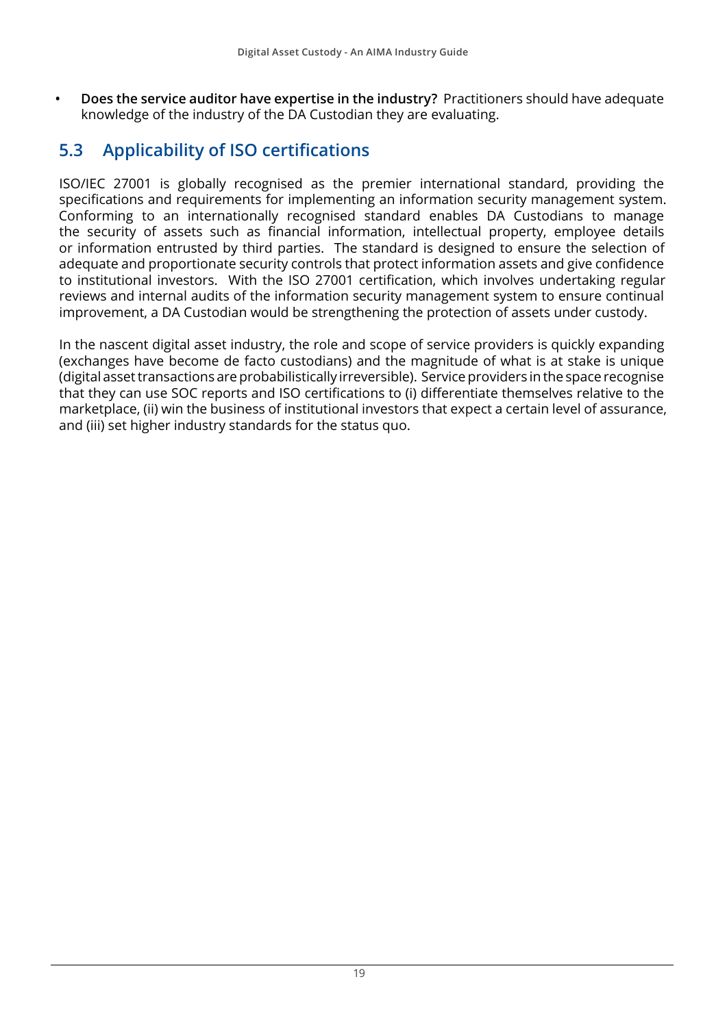- **Does the service auditor have expertise in the industry?** Practitioners should have adequate knowledge of the industry of the DA Custodian they are evaluating.

## 5.3 Applicability of ISO certifications

ISO/IEC 27001 is globally recognised as the premier international standard, providing the specifications and requirements for implementing an information security management system. Conforming to an internationally recognised standard enables DA Custodians to manage the security of assets such as financial information, intellectual property, employee details or information entrusted by third parties. The standard is designed to ensure the selection of adequate and proportionate security controls that protect information assets and give confidence to institutional investors. With the ISO 27001 certification, which involves undertaking regular reviews and internal audits of the information security management system to ensure continual improvement, a DA Custodian would be strengthening the protection of assets under custody.

In the nascent digital asset industry, the role and scope of service providers is quickly expanding (exchanges have become de facto custodians) and the magnitude of what is at stake is unique (digital asset transactions are probabilistically irreversible). Service providers in the space recognise that they can use SOC reports and ISO certifications to (i) differentiate themselves relative to the marketplace, (ii) win the business of institutional investors that expect a certain level of assurance, and (iii) set higher industry standards for the status quo.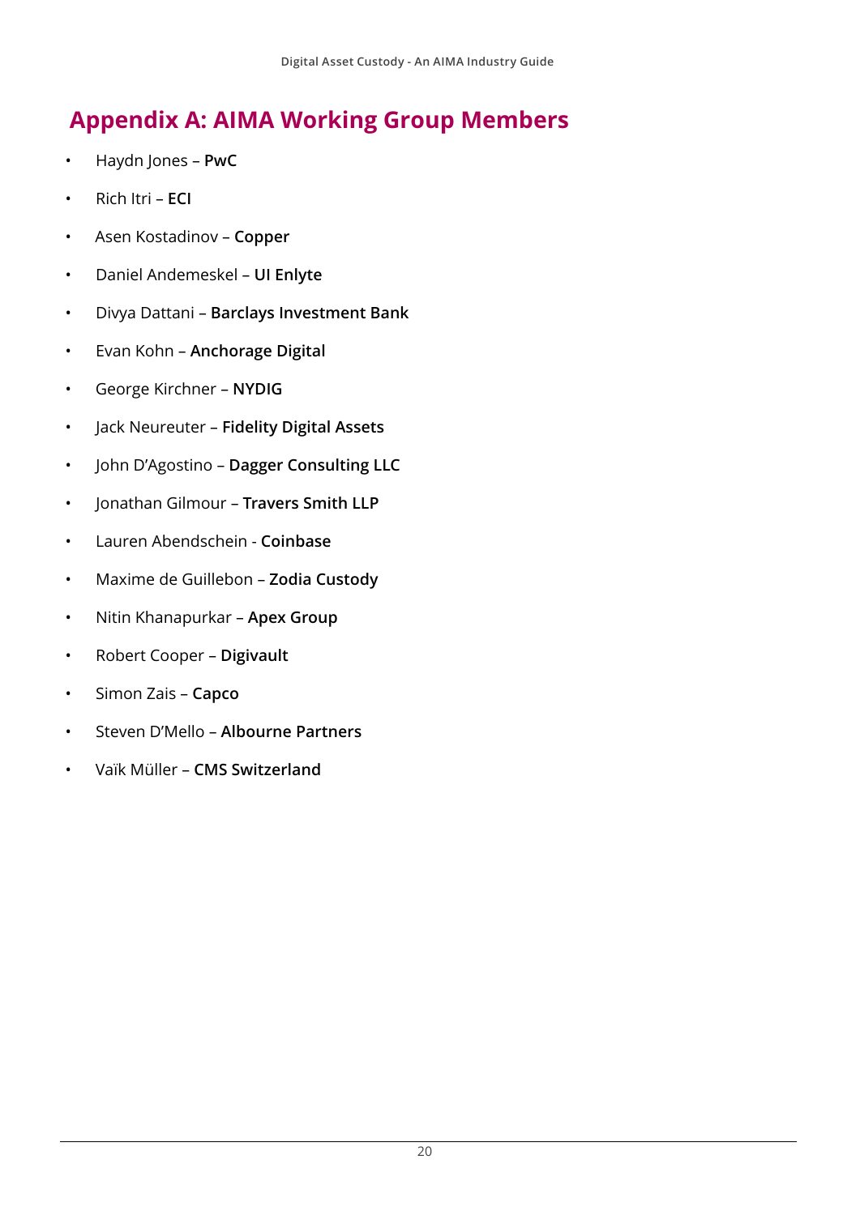# Appendix A: AIMA Working Group Members

- Haydn Jones – **PwC**
- Rich Itri – **ECI**
- Asen Kostadinov – **Copper**
- Daniel Andemeskel – **UI Enlyte**
- Divya Dattani – **Barclays Investment Bank**
- Evan Kohn – **Anchorage Digital**
- George Kirchner – **NYDIG**
- Jack Neureuter – **Fidelity Digital Assets**
- John D'Agostino – **Dagger Consulting LLC**
- Jonathan Gilmour – **Travers Smith LLP**
- Lauren Abendschein - **Coinbase**
- Maxime de Guillebon – **Zodia Custody**
- Nitin Khanapurkar – **Apex Group**
- Robert Cooper – **Digivault**
- Simon Zais – **Capco**
- Steven D'Mello – **Albourne Partners**
- Vaïk Müller – **CMS Switzerland**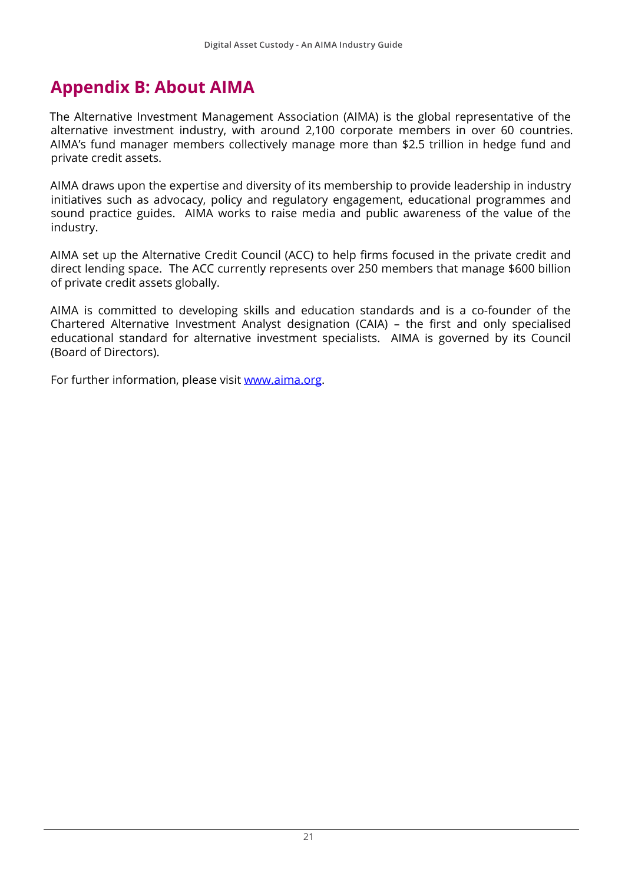## Appendix B: About AIMA

The Alternative Investment Management Association (AIMA) is the global representative of the alternative investment industry, with around 2,100 corporate members in over 60 countries. AIMA's fund manager members collectively manage more than $2.5 trillion in hedge fund and private credit assets.

AIMA draws upon the expertise and diversity of its membership to provide leadership in industry initiatives such as advocacy, policy and regulatory engagement, educational programmes and sound practice guides. AIMA works to raise media and public awareness of the value of the industry.

AIMA set up the Alternative Credit Council (ACC) to help firms focused in the private credit and direct lending space. The ACC currently represents over 250 members that manage $600 billion of private credit assets globally.

AIMA is committed to developing skills and education standards and is a co-founder of the Chartered Alternative Investment Analyst designation (CAIA) – the first and only specialised educational standard for alternative investment specialists. AIMA is governed by its Council (Board of Directors).

For further information, please visit [www.aima.org](http://www.aima.org).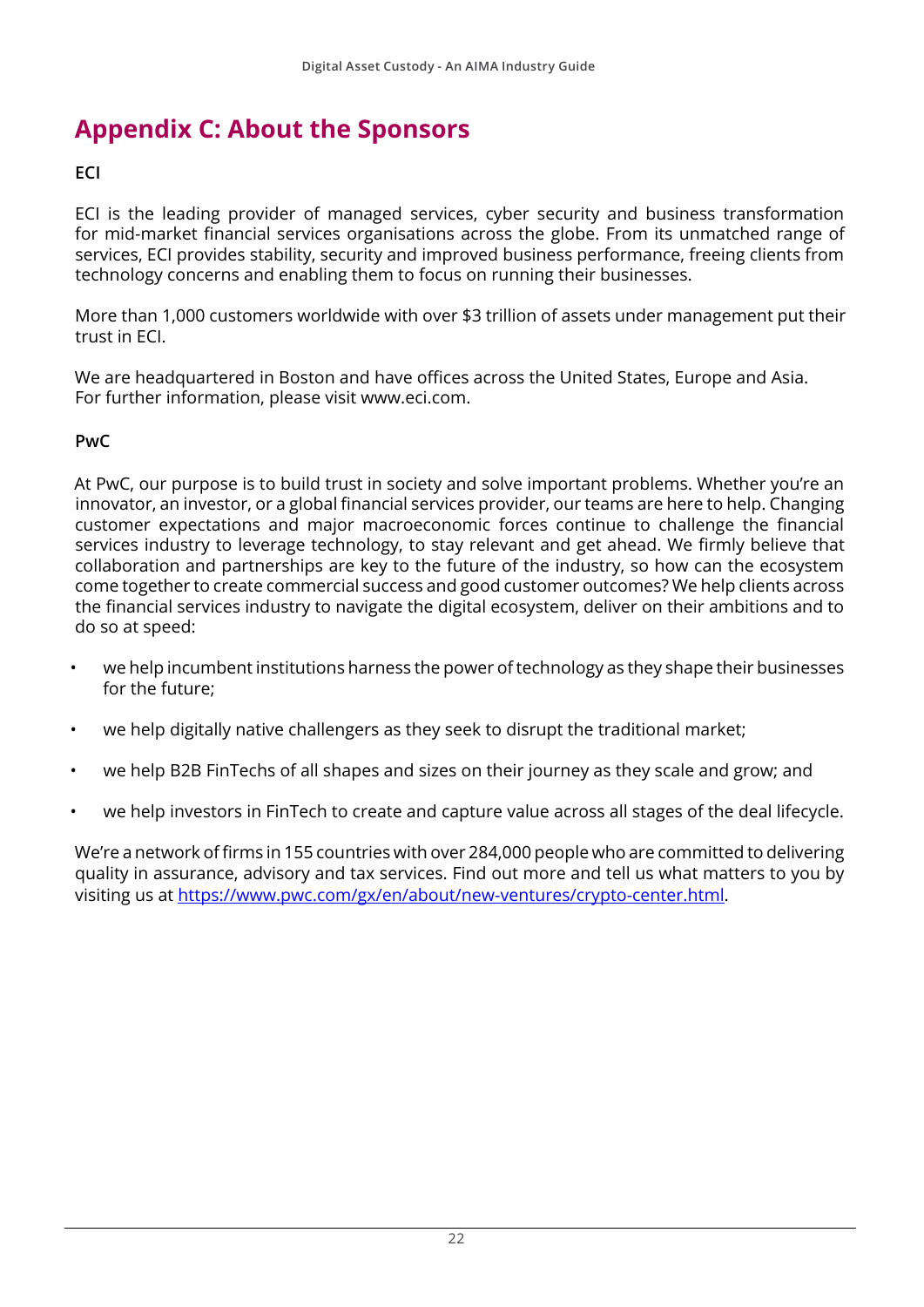# Appendix C: About the Sponsors

**ECI**

ECI is the leading provider of managed services, cyber security and business transformation for mid-market financial services organisations across the globe. From its unmatched range of services, ECI provides stability, security and improved business performance, freeing clients from technology concerns and enabling them to focus on running their businesses.

More than 1,000 customers worldwide with over $3 trillion of assets under management put their trust in ECI.

We are headquartered in Boston and have offices across the United States, Europe and Asia. For further information, please visit www.eci.com.

**PwC**

At PwC, our purpose is to build trust in society and solve important problems. Whether you're an innovator, an investor, or a global financial services provider, our teams are here to help. Changing customer expectations and major macroeconomic forces continue to challenge the financial services industry to leverage technology, to stay relevant and get ahead. We firmly believe that collaboration and partnerships are key to the future of the industry, so how can the ecosystem come together to create commercial success and good customer outcomes? We help clients across the financial services industry to navigate the digital ecosystem, deliver on their ambitions and to do so at speed:

- we help incumbent institutions harness the power of technology as they shape their businesses for the future;
- we help digitally native challengers as they seek to disrupt the traditional market;
- we help B2B FinTechs of all shapes and sizes on their journey as they scale and grow; and
- we help investors in FinTech to create and capture value across all stages of the deal lifecycle.

We're a network of firms in 155 countries with over 284,000 people who are committed to delivering quality in assurance, advisory and tax services. Find out more and tell us what matters to you by visiting us at https://www.pwc.com/gx/en/about/new-ventures/crypto-center.html.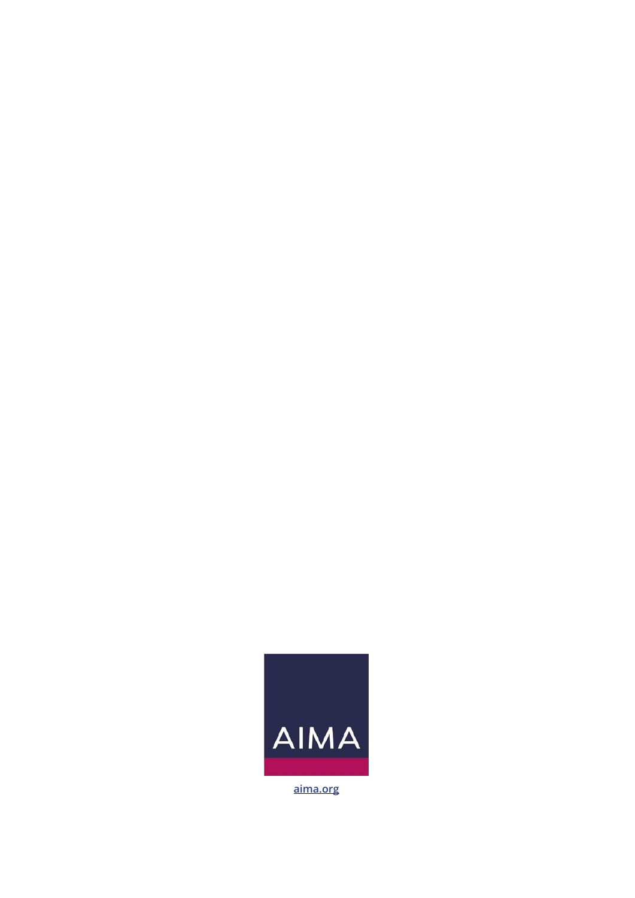AIMA

aima.org